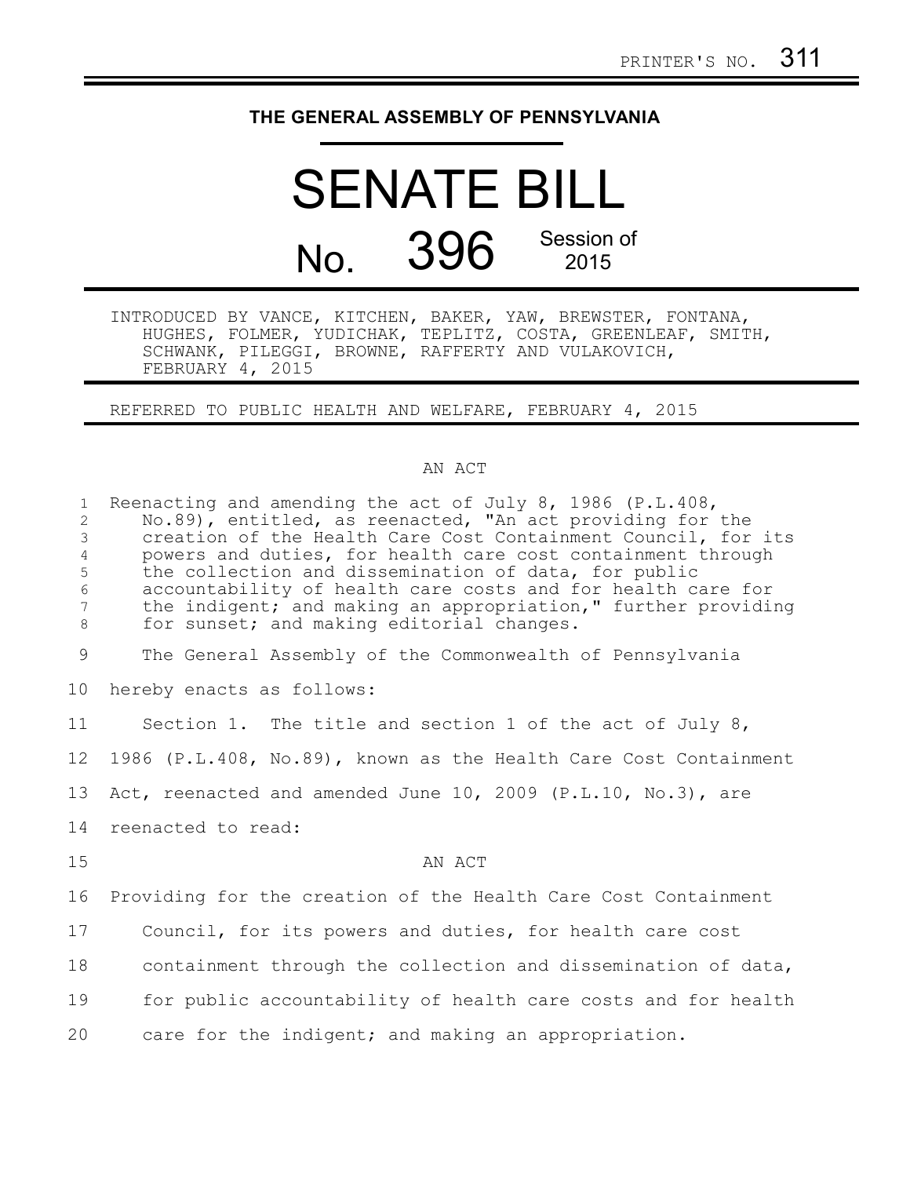PRINTER'S NO. 311

# THE GENERAL ASSEMBLY OF PENNSYLVANIA

# SENATE BILL

## No. 396 Session of 2015

INTRODUCED BY VANCE, KITCHEN, BAKER, YAW, BREWSTER, FONTANA, HUGHES, FOLMER, YUDICHAK, TEPLITZ, COSTA, GREENLEAF, SMITH, SCHWANK, PILEGGI, BROWNE, RAFFERTY AND VULAKOVICH, FEBRUARY 4, 2015

REFERRED TO PUBLIC HEALTH AND WELFARE, FEBRUARY 4, 2015

AN ACT

Reenacting and amending the act of July 8, 1986 (P.L.408, No.89), entitled, as reenacted, "An act providing for the creation of the Health Care Cost Containment Council, for its powers and duties, for health care cost containment through the collection and dissemination of data, for public accountability of health care costs and for health care for the indigent; and making an appropriation," further providing for sunset; and making editorial changes.

The General Assembly of the Commonwealth of Pennsylvania hereby enacts as follows:

Section 1. The title and section 1 of the act of July 8, 1986 (P.L.408, No.89), known as the Health Care Cost Containment Act, reenacted and amended June 10, 2009 (P.L.10, No.3), are reenacted to read:

AN ACT

Providing for the creation of the Health Care Cost Containment Council, for its powers and duties, for health care cost containment through the collection and dissemination of data, for public accountability of health care costs and for health care for the indigent; and making an appropriation.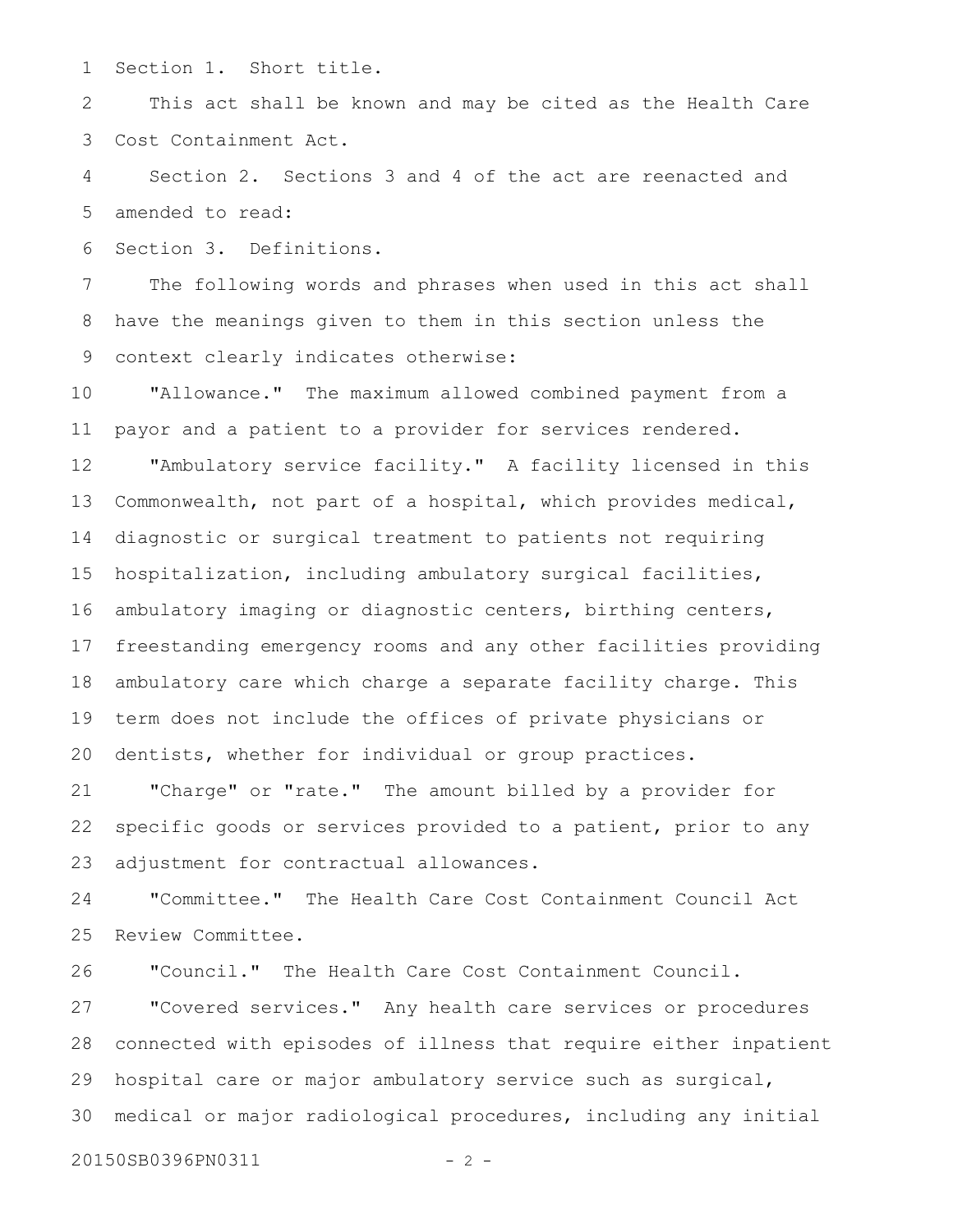Section 1. Short title.

This act shall be known and may be cited as the Health Care Cost Containment Act.

Section 2. Sections 3 and 4 of the act are reenacted and amended to read:

Section 3. Definitions.

The following words and phrases when used in this act shall have the meanings given to them in this section unless the context clearly indicates otherwise:

"Allowance." The maximum allowed combined payment from a payor and a patient to a provider for services rendered.

"Ambulatory service facility." A facility licensed in this Commonwealth, not part of a hospital, which provides medical, diagnostic or surgical treatment to patients not requiring hospitalization, including ambulatory surgical facilities, ambulatory imaging or diagnostic centers, birthing centers, freestanding emergency rooms and any other facilities providing ambulatory care which charge a separate facility charge. This term does not include the offices of private physicians or dentists, whether for individual or group practices.

"Charge" or "rate." The amount billed by a provider for specific goods or services provided to a patient, prior to any adjustment for contractual allowances.

"Committee." The Health Care Cost Containment Council Act Review Committee.

"Council." The Health Care Cost Containment Council.

"Covered services." Any health care services or procedures connected with episodes of illness that require either inpatient hospital care or major ambulatory service such as surgical, medical or major radiological procedures, including any initial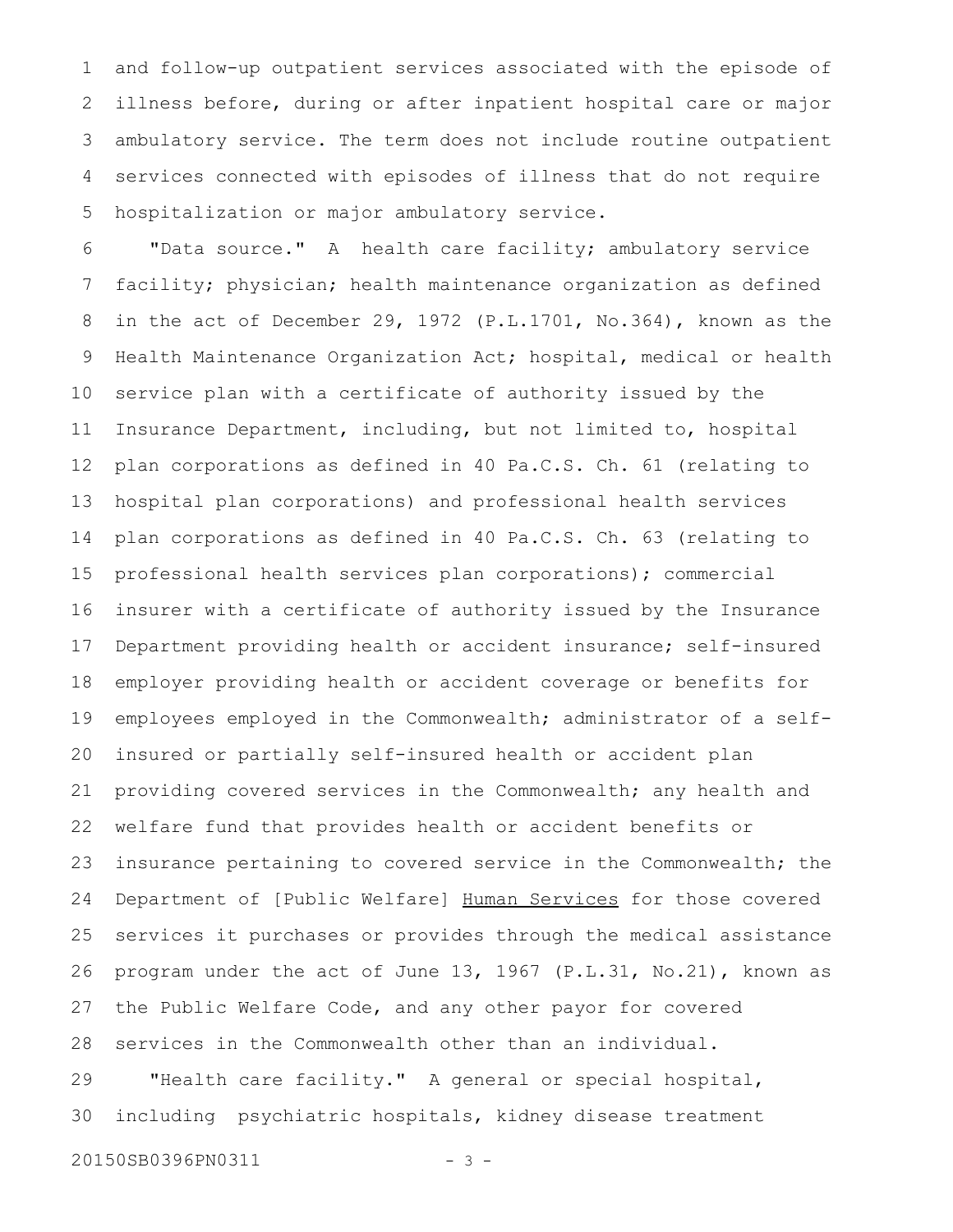and follow-up outpatient services associated with the episode of illness before, during or after inpatient hospital care or major ambulatory service. The term does not include routine outpatient services connected with episodes of illness that do not require hospitalization or major ambulatory service.

"Data source." A health care facility; ambulatory service facility; physician; health maintenance organization as defined in the act of December 29, 1972 (P.L.1701, No.364), known as the Health Maintenance Organization Act; hospital, medical or health service plan with a certificate of authority issued by the Insurance Department, including, but not limited to, hospital plan corporations as defined in 40 Pa.C.S. Ch. 61 (relating to hospital plan corporations) and professional health services plan corporations as defined in 40 Pa.C.S. Ch. 63 (relating to professional health services plan corporations); commercial insurer with a certificate of authority issued by the Insurance Department providing health or accident insurance; self-insured employer providing health or accident coverage or benefits for employees employed in the Commonwealth; administrator of a self-insured or partially self-insured health or accident plan providing covered services in the Commonwealth; any health and welfare fund that provides health or accident benefits or insurance pertaining to covered service in the Commonwealth; the Department of [Public Welfare] Human Services for those covered services it purchases or provides through the medical assistance program under the act of June 13, 1967 (P.L.31, No.21), known as the Public Welfare Code, and any other payor for covered services in the Commonwealth other than an individual.

"Health care facility." A general or special hospital, including psychiatric hospitals, kidney disease treatment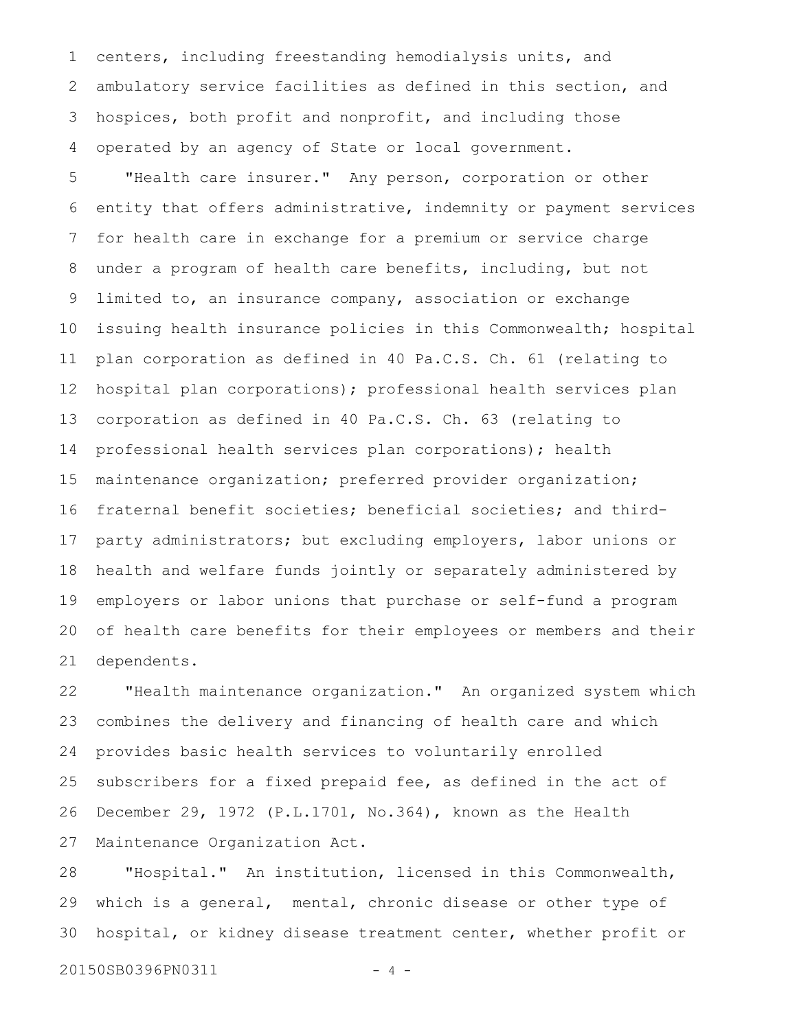centers, including freestanding hemodialysis units, and ambulatory service facilities as defined in this section, and hospices, both profit and nonprofit, and including those operated by an agency of State or local government.

"Health care insurer." Any person, corporation or other entity that offers administrative, indemnity or payment services for health care in exchange for a premium or service charge under a program of health care benefits, including, but not limited to, an insurance company, association or exchange issuing health insurance policies in this Commonwealth; hospital plan corporation as defined in 40 Pa.C.S. Ch. 61 (relating to hospital plan corporations); professional health services plan corporation as defined in 40 Pa.C.S. Ch. 63 (relating to professional health services plan corporations); health maintenance organization; preferred provider organization; fraternal benefit societies; beneficial societies; and third-party administrators; but excluding employers, labor unions or health and welfare funds jointly or separately administered by employers or labor unions that purchase or self-fund a program of health care benefits for their employees or members and their dependents.

"Health maintenance organization." An organized system which combines the delivery and financing of health care and which provides basic health services to voluntarily enrolled subscribers for a fixed prepaid fee, as defined in the act of December 29, 1972 (P.L.1701, No.364), known as the Health Maintenance Organization Act.

"Hospital." An institution, licensed in this Commonwealth, which is a general, mental, chronic disease or other type of hospital, or kidney disease treatment center, whether profit or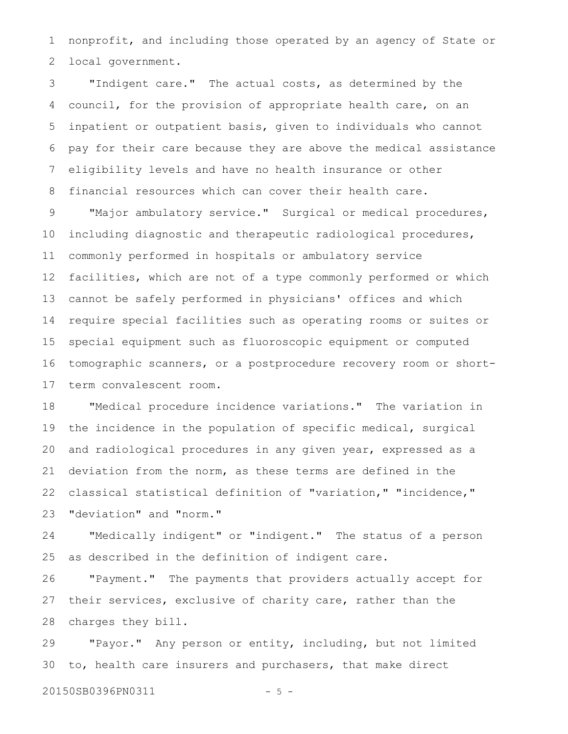nonprofit, and including those operated by an agency of State or local government.

"Indigent care." The actual costs, as determined by the council, for the provision of appropriate health care, on an inpatient or outpatient basis, given to individuals who cannot pay for their care because they are above the medical assistance eligibility levels and have no health insurance or other financial resources which can cover their health care.

"Major ambulatory service." Surgical or medical procedures, including diagnostic and therapeutic radiological procedures, commonly performed in hospitals or ambulatory service facilities, which are not of a type commonly performed or which cannot be safely performed in physicians' offices and which require special facilities such as operating rooms or suites or special equipment such as fluoroscopic equipment or computed tomographic scanners, or a postprocedure recovery room or short-term convalescent room.

"Medical procedure incidence variations." The variation in the incidence in the population of specific medical, surgical and radiological procedures in any given year, expressed as a deviation from the norm, as these terms are defined in the classical statistical definition of "variation," "incidence," "deviation" and "norm."

"Medically indigent" or "indigent." The status of a person as described in the definition of indigent care.

"Payment." The payments that providers actually accept for their services, exclusive of charity care, rather than the charges they bill.

"Payor." Any person or entity, including, but not limited to, health care insurers and purchasers, that make direct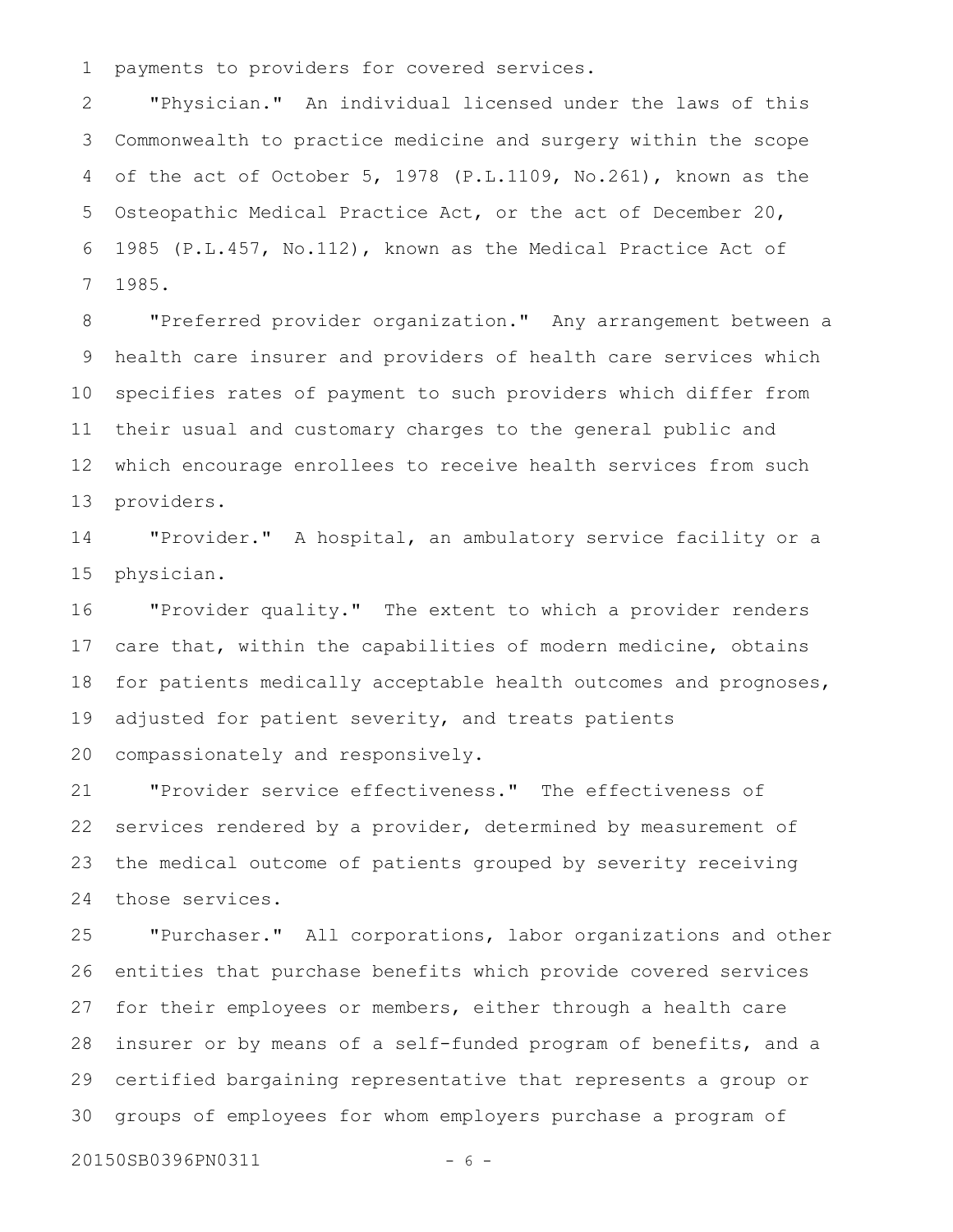payments to providers for covered services.

"Physician." An individual licensed under the laws of this Commonwealth to practice medicine and surgery within the scope of the act of October 5, 1978 (P.L.1109, No.261), known as the Osteopathic Medical Practice Act, or the act of December 20, 1985 (P.L.457, No.112), known as the Medical Practice Act of 1985.

"Preferred provider organization." Any arrangement between a health care insurer and providers of health care services which specifies rates of payment to such providers which differ from their usual and customary charges to the general public and which encourage enrollees to receive health services from such providers.

"Provider." A hospital, an ambulatory service facility or a physician.

"Provider quality." The extent to which a provider renders care that, within the capabilities of modern medicine, obtains for patients medically acceptable health outcomes and prognoses, adjusted for patient severity, and treats patients compassionately and responsively.

"Provider service effectiveness." The effectiveness of services rendered by a provider, determined by measurement of the medical outcome of patients grouped by severity receiving those services.

"Purchaser." All corporations, labor organizations and other entities that purchase benefits which provide covered services for their employees or members, either through a health care insurer or by means of a self-funded program of benefits, and a certified bargaining representative that represents a group or groups of employees for whom employers purchase a program of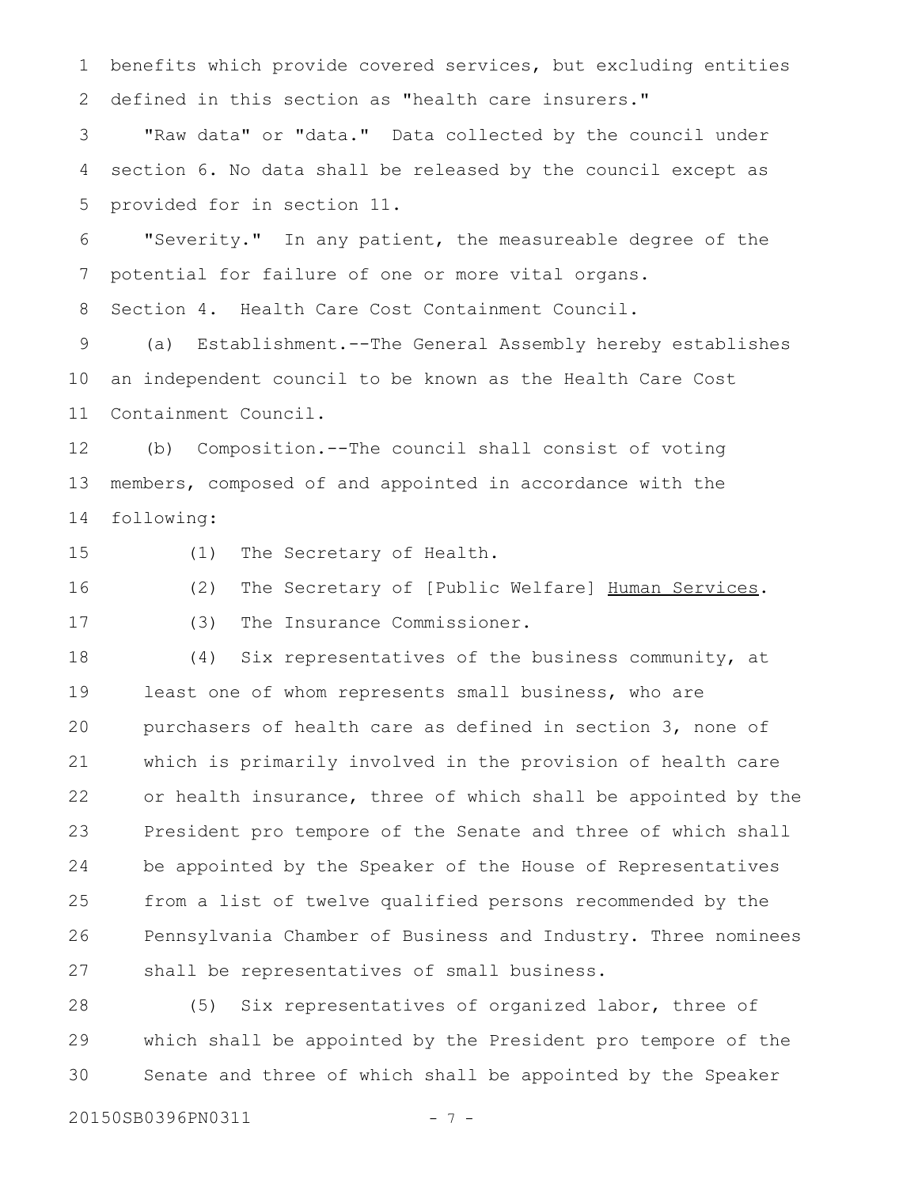benefits which provide covered services, but excluding entities defined in this section as "health care insurers."

"Raw data" or "data." Data collected by the council under section 6. No data shall be released by the council except as provided for in section 11.

"Severity." In any patient, the measureable degree of the potential for failure of one or more vital organs.

Section 4. Health Care Cost Containment Council.

(a) Establishment.--The General Assembly hereby establishes an independent council to be known as the Health Care Cost Containment Council.

(b) Composition.--The council shall consist of voting members, composed of and appointed in accordance with the following:

(1) The Secretary of Health.

(2) The Secretary of [Public Welfare] <u>Human Services</u>.

(3) The Insurance Commissioner.

(4) Six representatives of the business community, at least one of whom represents small business, who are purchasers of health care as defined in section 3, none of which is primarily involved in the provision of health care or health insurance, three of which shall be appointed by the President pro tempore of the Senate and three of which shall be appointed by the Speaker of the House of Representatives from a list of twelve qualified persons recommended by the Pennsylvania Chamber of Business and Industry. Three nominees shall be representatives of small business.

(5) Six representatives of organized labor, three of which shall be appointed by the President pro tempore of the Senate and three of which shall be appointed by the Speaker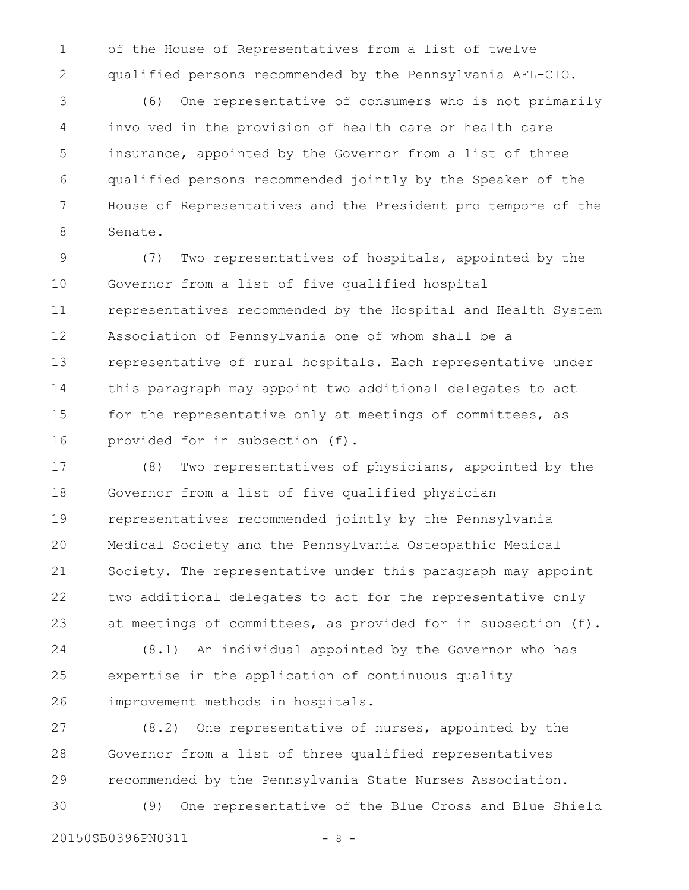of the House of Representatives from a list of twelve qualified persons recommended by the Pennsylvania AFL-CIO.

(6) One representative of consumers who is not primarily involved in the provision of health care or health care insurance, appointed by the Governor from a list of three qualified persons recommended jointly by the Speaker of the House of Representatives and the President pro tempore of the Senate.

(7) Two representatives of hospitals, appointed by the Governor from a list of five qualified hospital representatives recommended by the Hospital and Health System Association of Pennsylvania one of whom shall be a representative of rural hospitals. Each representative under this paragraph may appoint two additional delegates to act for the representative only at meetings of committees, as provided for in subsection (f).

(8) Two representatives of physicians, appointed by the Governor from a list of five qualified physician representatives recommended jointly by the Pennsylvania Medical Society and the Pennsylvania Osteopathic Medical Society. The representative under this paragraph may appoint two additional delegates to act for the representative only at meetings of committees, as provided for in subsection (f).

(8.1) An individual appointed by the Governor who has expertise in the application of continuous quality improvement methods in hospitals.

(8.2) One representative of nurses, appointed by the Governor from a list of three qualified representatives recommended by the Pennsylvania State Nurses Association.

(9) One representative of the Blue Cross and Blue Shield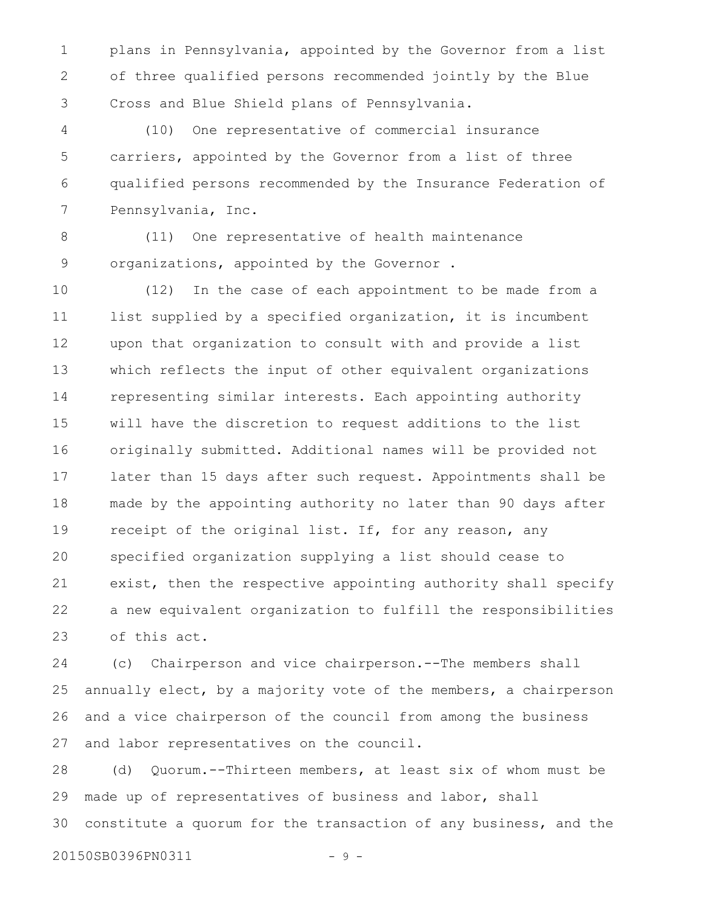plans in Pennsylvania, appointed by the Governor from a list of three qualified persons recommended jointly by the Blue Cross and Blue Shield plans of Pennsylvania.

(10) One representative of commercial insurance carriers, appointed by the Governor from a list of three qualified persons recommended by the Insurance Federation of Pennsylvania, Inc.

(11) One representative of health maintenance organizations, appointed by the Governor .

(12) In the case of each appointment to be made from a list supplied by a specified organization, it is incumbent upon that organization to consult with and provide a list which reflects the input of other equivalent organizations representing similar interests. Each appointing authority will have the discretion to request additions to the list originally submitted. Additional names will be provided not later than 15 days after such request. Appointments shall be made by the appointing authority no later than 90 days after receipt of the original list. If, for any reason, any specified organization supplying a list should cease to exist, then the respective appointing authority shall specify a new equivalent organization to fulfill the responsibilities of this act.

(c) Chairperson and vice chairperson.--The members shall annually elect, by a majority vote of the members, a chairperson and a vice chairperson of the council from among the business and labor representatives on the council.

(d) Quorum.--Thirteen members, at least six of whom must be made up of representatives of business and labor, shall constitute a quorum for the transaction of any business, and the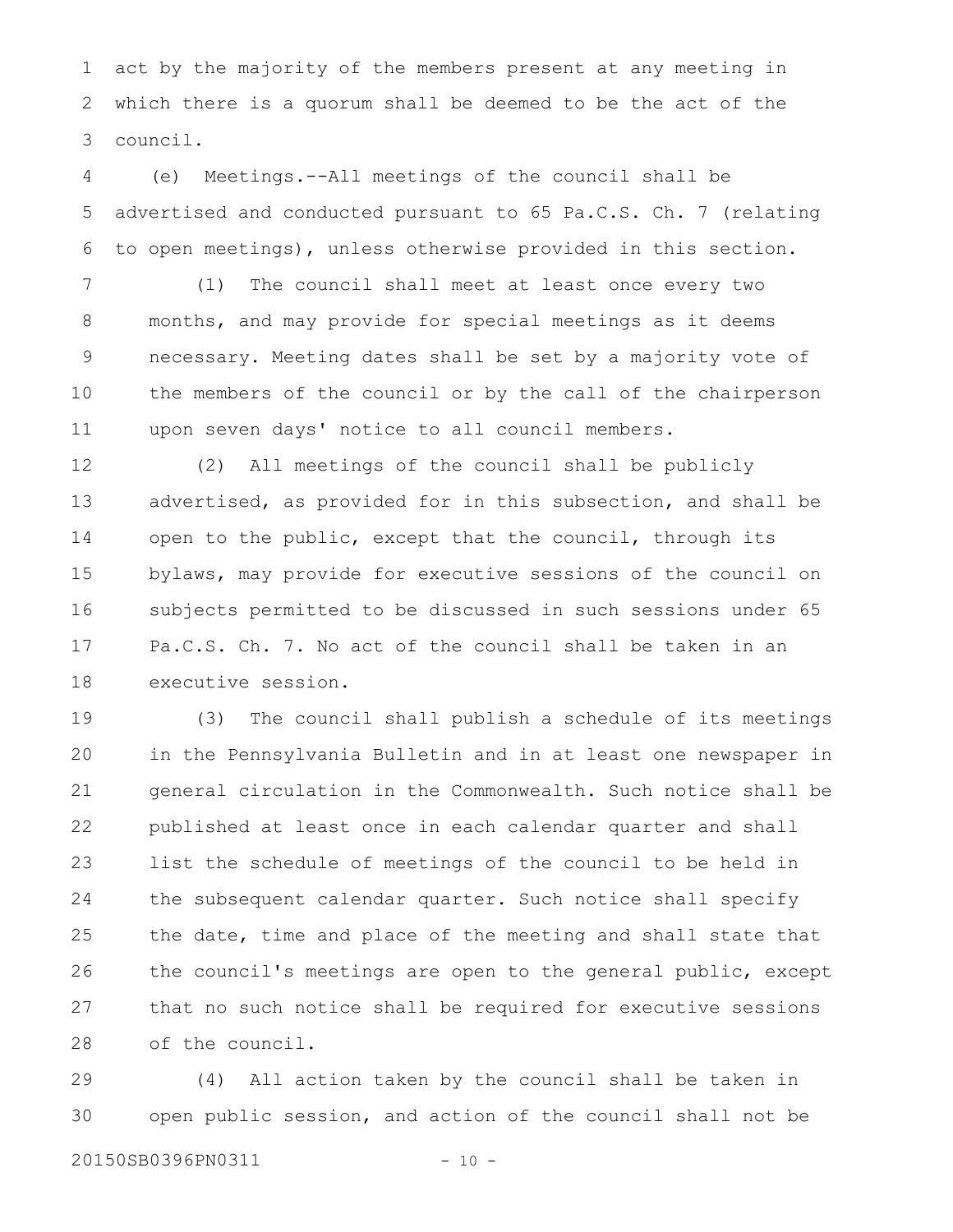act by the majority of the members present at any meeting in which there is a quorum shall be deemed to be the act of the council.

(e) Meetings.--All meetings of the council shall be advertised and conducted pursuant to 65 Pa.C.S. Ch. 7 (relating to open meetings), unless otherwise provided in this section.

(1) The council shall meet at least once every two months, and may provide for special meetings as it deems necessary. Meeting dates shall be set by a majority vote of the members of the council or by the call of the chairperson upon seven days' notice to all council members.

(2) All meetings of the council shall be publicly advertised, as provided for in this subsection, and shall be open to the public, except that the council, through its bylaws, may provide for executive sessions of the council on subjects permitted to be discussed in such sessions under 65 Pa.C.S. Ch. 7. No act of the council shall be taken in an executive session.

(3) The council shall publish a schedule of its meetings in the Pennsylvania Bulletin and in at least one newspaper in general circulation in the Commonwealth. Such notice shall be published at least once in each calendar quarter and shall list the schedule of meetings of the council to be held in the subsequent calendar quarter. Such notice shall specify the date, time and place of the meeting and shall state that the council's meetings are open to the general public, except that no such notice shall be required for executive sessions of the council.

(4) All action taken by the council shall be taken in open public session, and action of the council shall not be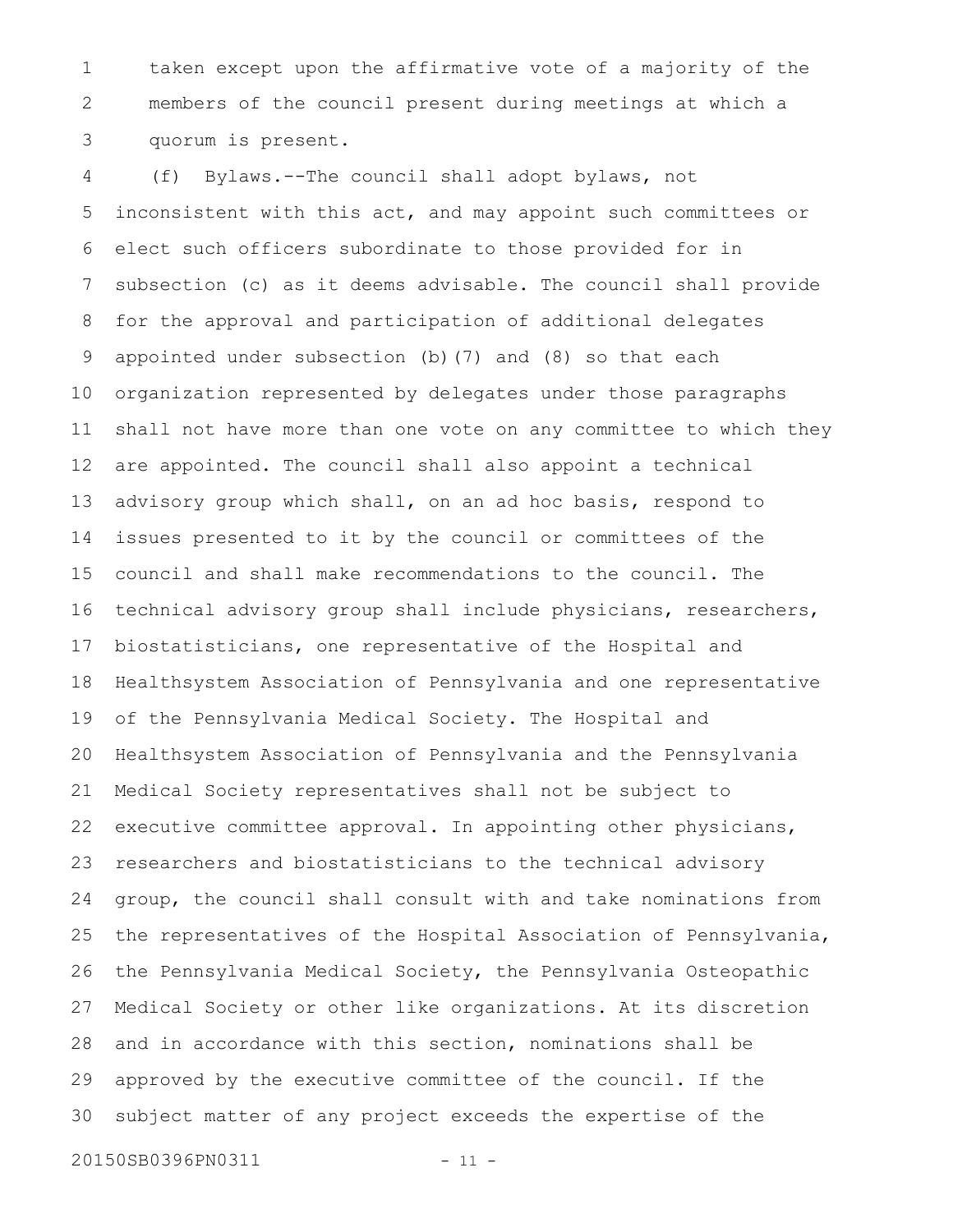taken except upon the affirmative vote of a majority of the members of the council present during meetings at which a quorum is present.

(f) Bylaws.--The council shall adopt bylaws, not inconsistent with this act, and may appoint such committees or elect such officers subordinate to those provided for in subsection (c) as it deems advisable. The council shall provide for the approval and participation of additional delegates appointed under subsection (b)(7) and (8) so that each organization represented by delegates under those paragraphs shall not have more than one vote on any committee to which they are appointed. The council shall also appoint a technical advisory group which shall, on an ad hoc basis, respond to issues presented to it by the council or committees of the council and shall make recommendations to the council. The technical advisory group shall include physicians, researchers, biostatisticians, one representative of the Hospital and Healthsystem Association of Pennsylvania and one representative of the Pennsylvania Medical Society. The Hospital and Healthsystem Association of Pennsylvania and the Pennsylvania Medical Society representatives shall not be subject to executive committee approval. In appointing other physicians, researchers and biostatisticians to the technical advisory group, the council shall consult with and take nominations from the representatives of the Hospital Association of Pennsylvania, the Pennsylvania Medical Society, the Pennsylvania Osteopathic Medical Society or other like organizations. At its discretion and in accordance with this section, nominations shall be approved by the executive committee of the council. If the subject matter of any project exceeds the expertise of the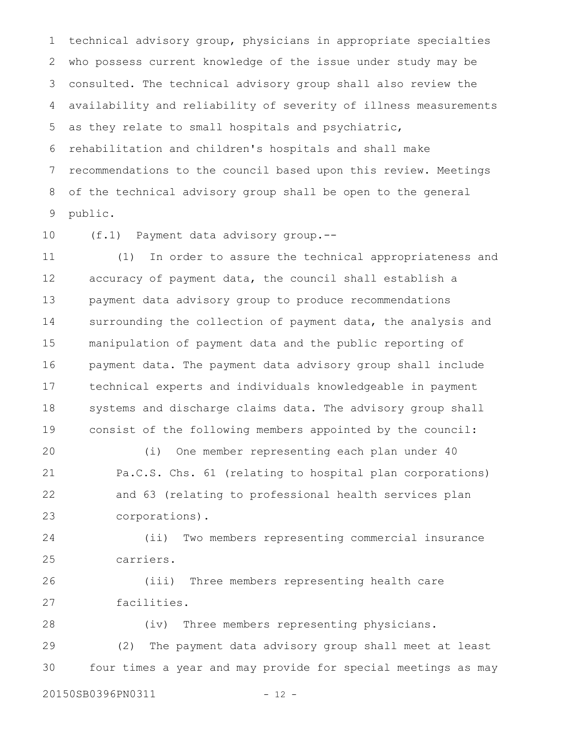technical advisory group, physicians in appropriate specialties who possess current knowledge of the issue under study may be consulted. The technical advisory group shall also review the availability and reliability of severity of illness measurements as they relate to small hospitals and psychiatric, rehabilitation and children's hospitals and shall make recommendations to the council based upon this review. Meetings of the technical advisory group shall be open to the general public.

(f.1) Payment data advisory group.--

(1) In order to assure the technical appropriateness and accuracy of payment data, the council shall establish a payment data advisory group to produce recommendations surrounding the collection of payment data, the analysis and manipulation of payment data and the public reporting of payment data. The payment data advisory group shall include technical experts and individuals knowledgeable in payment systems and discharge claims data. The advisory group shall consist of the following members appointed by the council:

(i) One member representing each plan under 40 Pa.C.S. Chs. 61 (relating to hospital plan corporations) and 63 (relating to professional health services plan corporations).

(ii) Two members representing commercial insurance carriers.

(iii) Three members representing health care facilities.

(iv) Three members representing physicians.

(2) The payment data advisory group shall meet at least four times a year and may provide for special meetings as may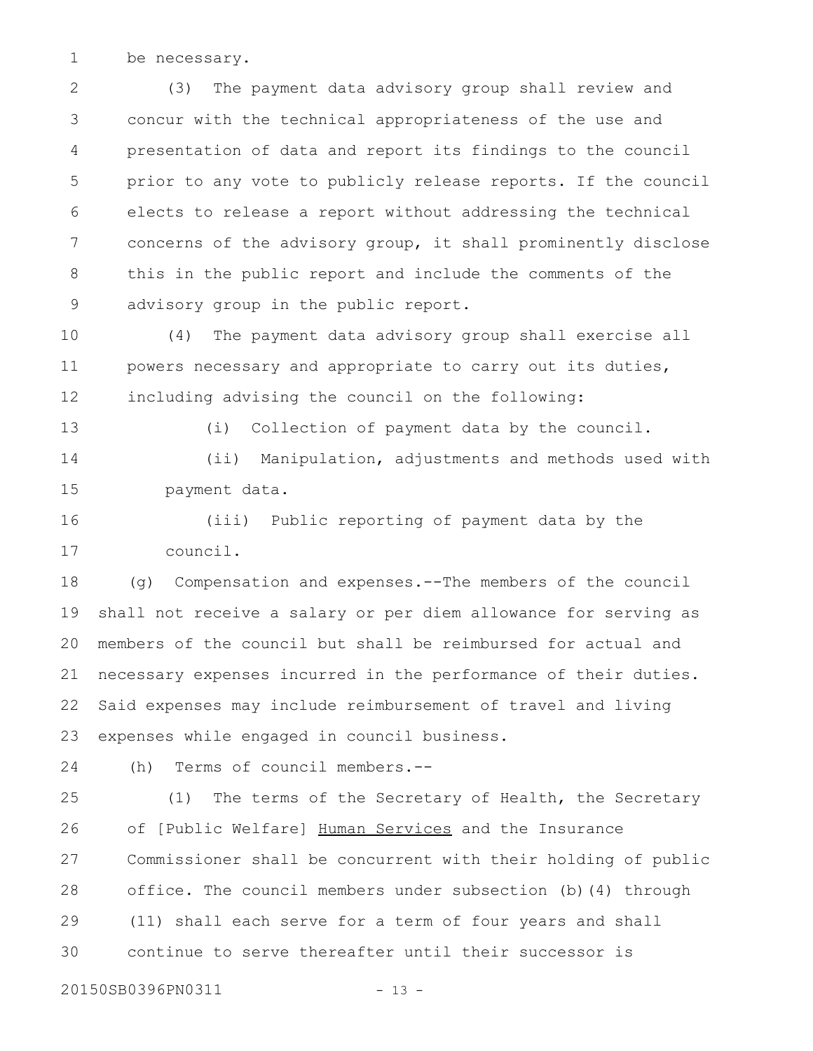be necessary.

(3) The payment data advisory group shall review and concur with the technical appropriateness of the use and presentation of data and report its findings to the council prior to any vote to publicly release reports. If the council elects to release a report without addressing the technical concerns of the advisory group, it shall prominently disclose this in the public report and include the comments of the advisory group in the public report.

(4) The payment data advisory group shall exercise all powers necessary and appropriate to carry out its duties, including advising the council on the following:

(i) Collection of payment data by the council.

(ii) Manipulation, adjustments and methods used with payment data.

(iii) Public reporting of payment data by the council.

(g) Compensation and expenses.--The members of the council shall not receive a salary or per diem allowance for serving as members of the council but shall be reimbursed for actual and necessary expenses incurred in the performance of their duties. Said expenses may include reimbursement of travel and living expenses while engaged in council business.

(h) Terms of council members.--

(1) The terms of the Secretary of Health, the Secretary of [Public Welfare] <u>Human Services</u> and the Insurance Commissioner shall be concurrent with their holding of public office. The council members under subsection (b)(4) through (11) shall each serve for a term of four years and shall continue to serve thereafter until their successor is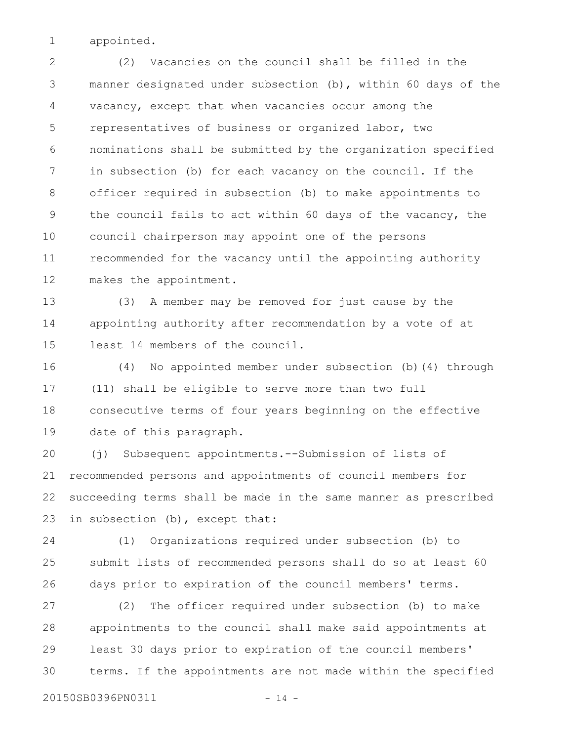appointed.

(2) Vacancies on the council shall be filled in the manner designated under subsection (b), within 60 days of the vacancy, except that when vacancies occur among the representatives of business or organized labor, two nominations shall be submitted by the organization specified in subsection (b) for each vacancy on the council. If the officer required in subsection (b) to make appointments to the council fails to act within 60 days of the vacancy, the council chairperson may appoint one of the persons recommended for the vacancy until the appointing authority makes the appointment.

(3) A member may be removed for just cause by the appointing authority after recommendation by a vote of at least 14 members of the council.

(4) No appointed member under subsection (b)(4) through (11) shall be eligible to serve more than two full consecutive terms of four years beginning on the effective date of this paragraph.

(j) Subsequent appointments.--Submission of lists of recommended persons and appointments of council members for succeeding terms shall be made in the same manner as prescribed in subsection (b), except that:

(1) Organizations required under subsection (b) to submit lists of recommended persons shall do so at least 60 days prior to expiration of the council members' terms.

(2) The officer required under subsection (b) to make appointments to the council shall make said appointments at least 30 days prior to expiration of the council members' terms. If the appointments are not made within the specified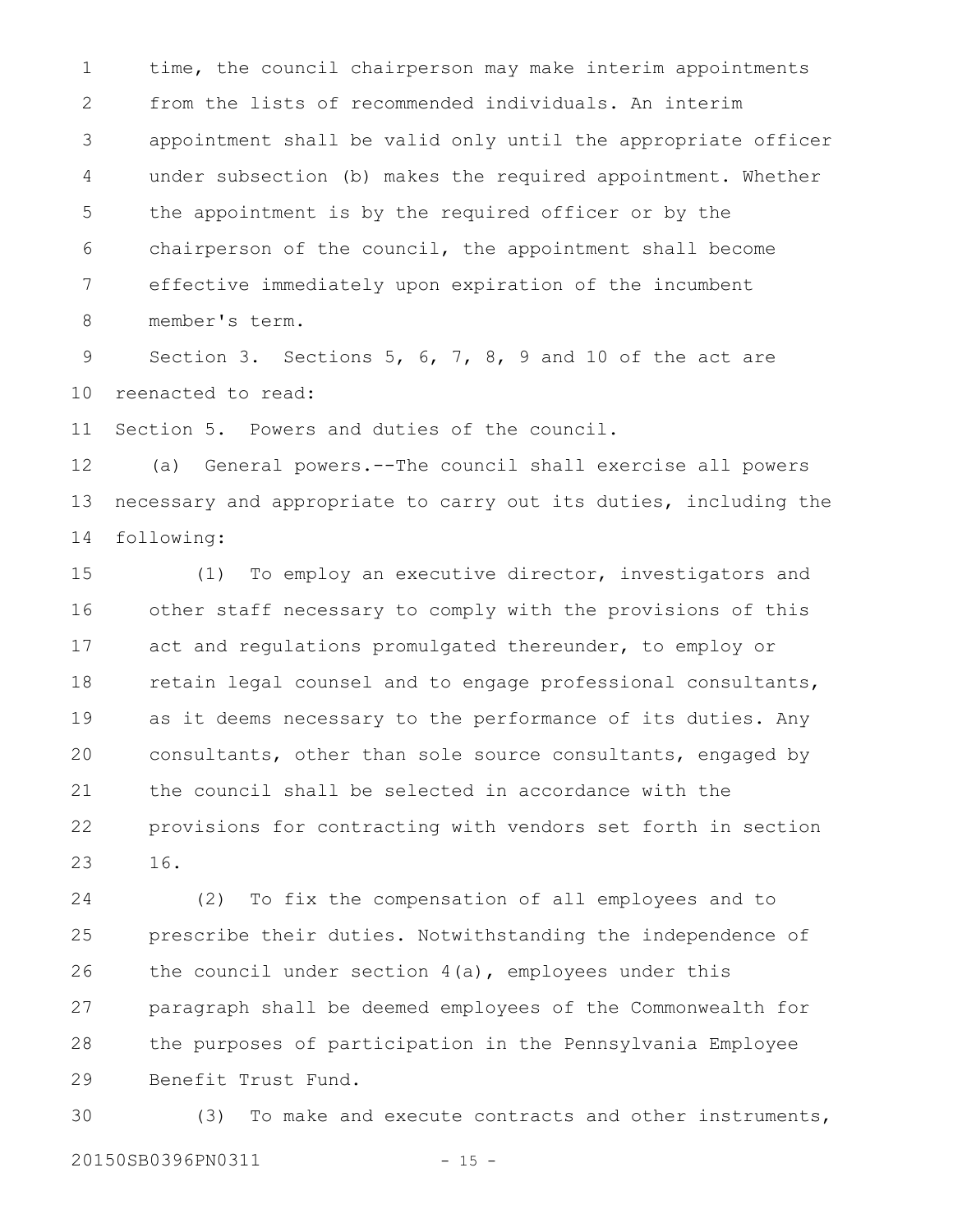time, the council chairperson may make interim appointments from the lists of recommended individuals. An interim appointment shall be valid only until the appropriate officer under subsection (b) makes the required appointment. Whether the appointment is by the required officer or by the chairperson of the council, the appointment shall become effective immediately upon expiration of the incumbent member's term.

Section 3. Sections 5, 6, 7, 8, 9 and 10 of the act are reenacted to read:

Section 5. Powers and duties of the council.

(a) General powers.--The council shall exercise all powers necessary and appropriate to carry out its duties, including the following:

(1) To employ an executive director, investigators and other staff necessary to comply with the provisions of this act and regulations promulgated thereunder, to employ or retain legal counsel and to engage professional consultants, as it deems necessary to the performance of its duties. Any consultants, other than sole source consultants, engaged by the council shall be selected in accordance with the provisions for contracting with vendors set forth in section 16.

(2) To fix the compensation of all employees and to prescribe their duties. Notwithstanding the independence of the council under section 4(a), employees under this paragraph shall be deemed employees of the Commonwealth for the purposes of participation in the Pennsylvania Employee Benefit Trust Fund.

(3) To make and execute contracts and other instruments,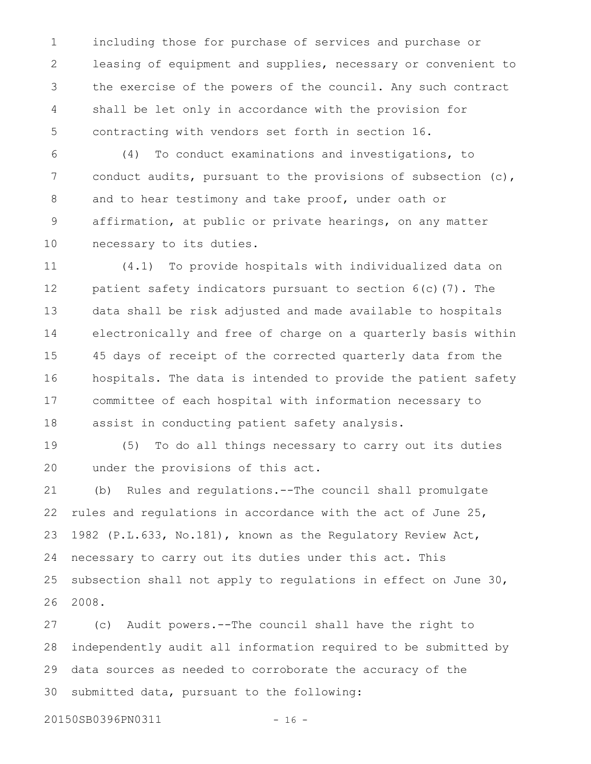including those for purchase of services and purchase or leasing of equipment and supplies, necessary or convenient to the exercise of the powers of the council. Any such contract shall be let only in accordance with the provision for contracting with vendors set forth in section 16.

(4) To conduct examinations and investigations, to conduct audits, pursuant to the provisions of subsection (c), and to hear testimony and take proof, under oath or affirmation, at public or private hearings, on any matter necessary to its duties.

(4.1) To provide hospitals with individualized data on patient safety indicators pursuant to section 6(c)(7). The data shall be risk adjusted and made available to hospitals electronically and free of charge on a quarterly basis within 45 days of receipt of the corrected quarterly data from the hospitals. The data is intended to provide the patient safety committee of each hospital with information necessary to assist in conducting patient safety analysis.

(5) To do all things necessary to carry out its duties under the provisions of this act.

(b) Rules and regulations.--The council shall promulgate rules and regulations in accordance with the act of June 25, 1982 (P.L.633, No.181), known as the Regulatory Review Act, necessary to carry out its duties under this act. This subsection shall not apply to regulations in effect on June 30, 2008.

(c) Audit powers.--The council shall have the right to independently audit all information required to be submitted by data sources as needed to corroborate the accuracy of the submitted data, pursuant to the following: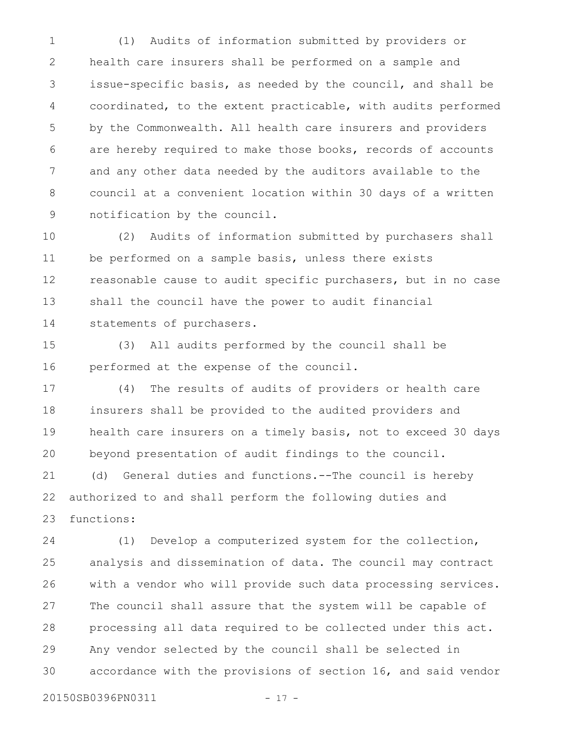(1) Audits of information submitted by providers or health care insurers shall be performed on a sample and issue-specific basis, as needed by the council, and shall be coordinated, to the extent practicable, with audits performed by the Commonwealth. All health care insurers and providers are hereby required to make those books, records of accounts and any other data needed by the auditors available to the council at a convenient location within 30 days of a written notification by the council.

(2) Audits of information submitted by purchasers shall be performed on a sample basis, unless there exists reasonable cause to audit specific purchasers, but in no case shall the council have the power to audit financial statements of purchasers.

(3) All audits performed by the council shall be performed at the expense of the council.

(4) The results of audits of providers or health care insurers shall be provided to the audited providers and health care insurers on a timely basis, not to exceed 30 days beyond presentation of audit findings to the council.

(d) General duties and functions.--The council is hereby authorized to and shall perform the following duties and functions:

(1) Develop a computerized system for the collection, analysis and dissemination of data. The council may contract with a vendor who will provide such data processing services. The council shall assure that the system will be capable of processing all data required to be collected under this act. Any vendor selected by the council shall be selected in accordance with the provisions of section 16, and said vendor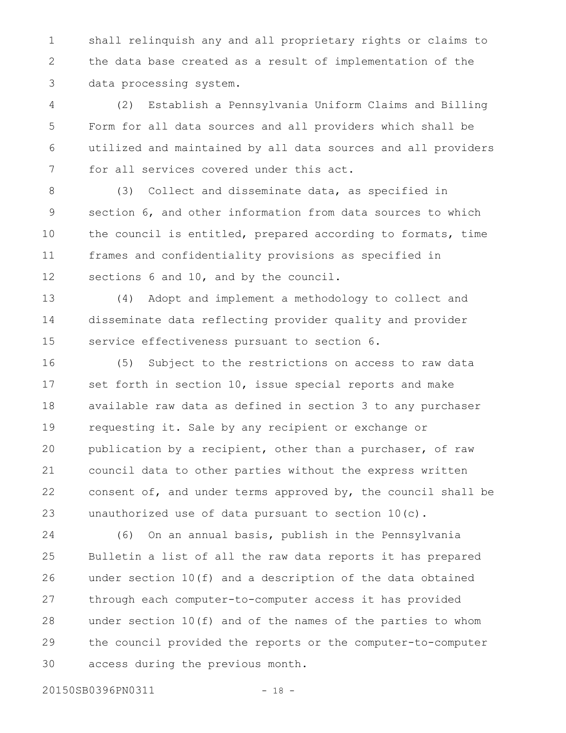shall relinquish any and all proprietary rights or claims to the data base created as a result of implementation of the data processing system.

(2) Establish a Pennsylvania Uniform Claims and Billing Form for all data sources and all providers which shall be utilized and maintained by all data sources and all providers for all services covered under this act.

(3) Collect and disseminate data, as specified in section 6, and other information from data sources to which the council is entitled, prepared according to formats, time frames and confidentiality provisions as specified in sections 6 and 10, and by the council.

(4) Adopt and implement a methodology to collect and disseminate data reflecting provider quality and provider service effectiveness pursuant to section 6.

(5) Subject to the restrictions on access to raw data set forth in section 10, issue special reports and make available raw data as defined in section 3 to any purchaser requesting it. Sale by any recipient or exchange or publication by a recipient, other than a purchaser, of raw council data to other parties without the express written consent of, and under terms approved by, the council shall be unauthorized use of data pursuant to section 10(c).

(6) On an annual basis, publish in the Pennsylvania Bulletin a list of all the raw data reports it has prepared under section 10(f) and a description of the data obtained through each computer-to-computer access it has provided under section 10(f) and of the names of the parties to whom the council provided the reports or the computer-to-computer access during the previous month.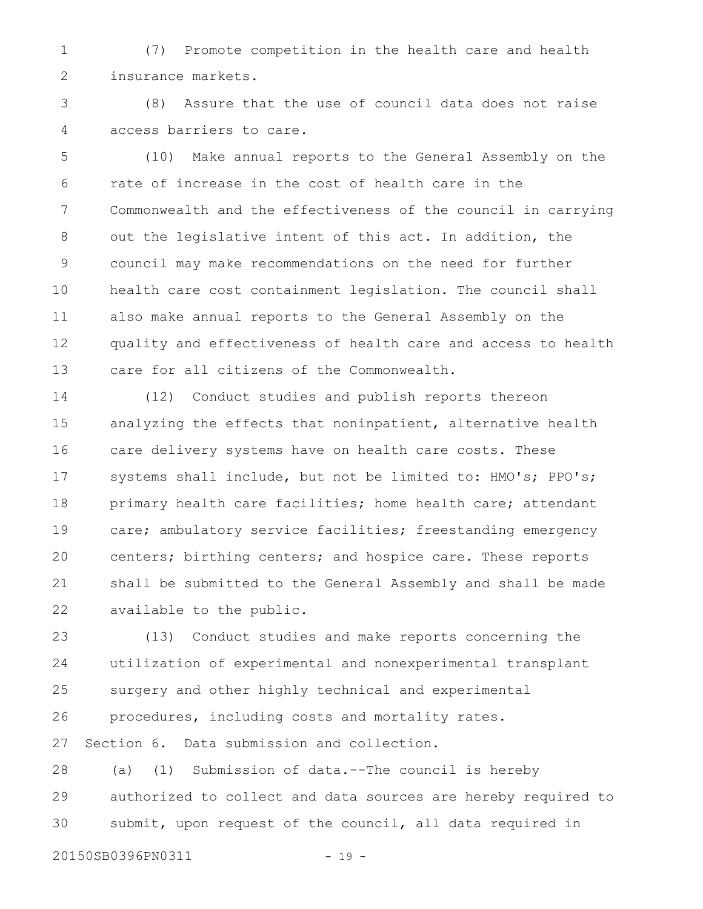(7) Promote competition in the health care and health insurance markets.

(8) Assure that the use of council data does not raise access barriers to care.

(10) Make annual reports to the General Assembly on the rate of increase in the cost of health care in the Commonwealth and the effectiveness of the council in carrying out the legislative intent of this act. In addition, the council may make recommendations on the need for further health care cost containment legislation. The council shall also make annual reports to the General Assembly on the quality and effectiveness of health care and access to health care for all citizens of the Commonwealth.

(12) Conduct studies and publish reports thereon analyzing the effects that noninpatient, alternative health care delivery systems have on health care costs. These systems shall include, but not be limited to: HMO's; PPO's; primary health care facilities; home health care; attendant care; ambulatory service facilities; freestanding emergency centers; birthing centers; and hospice care. These reports shall be submitted to the General Assembly and shall be made available to the public.

(13) Conduct studies and make reports concerning the utilization of experimental and nonexperimental transplant surgery and other highly technical and experimental procedures, including costs and mortality rates.

Section 6. Data submission and collection.

(a) (1) Submission of data.--The council is hereby authorized to collect and data sources are hereby required to submit, upon request of the council, all data required in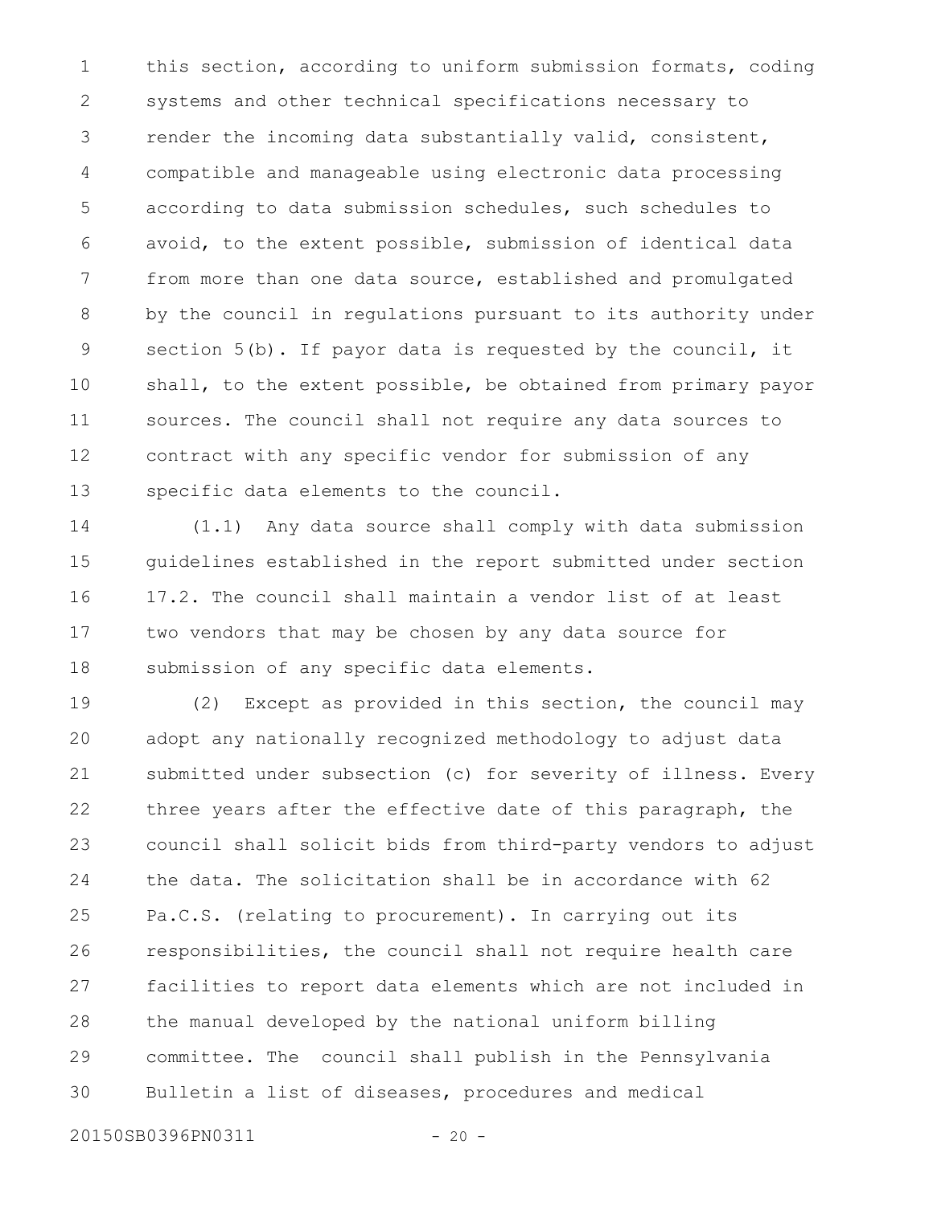this section, according to uniform submission formats, coding systems and other technical specifications necessary to render the incoming data substantially valid, consistent, compatible and manageable using electronic data processing according to data submission schedules, such schedules to avoid, to the extent possible, submission of identical data from more than one data source, established and promulgated by the council in regulations pursuant to its authority under section 5(b). If payor data is requested by the council, it shall, to the extent possible, be obtained from primary payor sources. The council shall not require any data sources to contract with any specific vendor for submission of any specific data elements to the council.

(1.1) Any data source shall comply with data submission guidelines established in the report submitted under section 17.2. The council shall maintain a vendor list of at least two vendors that may be chosen by any data source for submission of any specific data elements.

(2) Except as provided in this section, the council may adopt any nationally recognized methodology to adjust data submitted under subsection (c) for severity of illness. Every three years after the effective date of this paragraph, the council shall solicit bids from third-party vendors to adjust the data. The solicitation shall be in accordance with 62 Pa.C.S. (relating to procurement). In carrying out its responsibilities, the council shall not require health care facilities to report data elements which are not included in the manual developed by the national uniform billing committee. The council shall publish in the Pennsylvania Bulletin a list of diseases, procedures and medical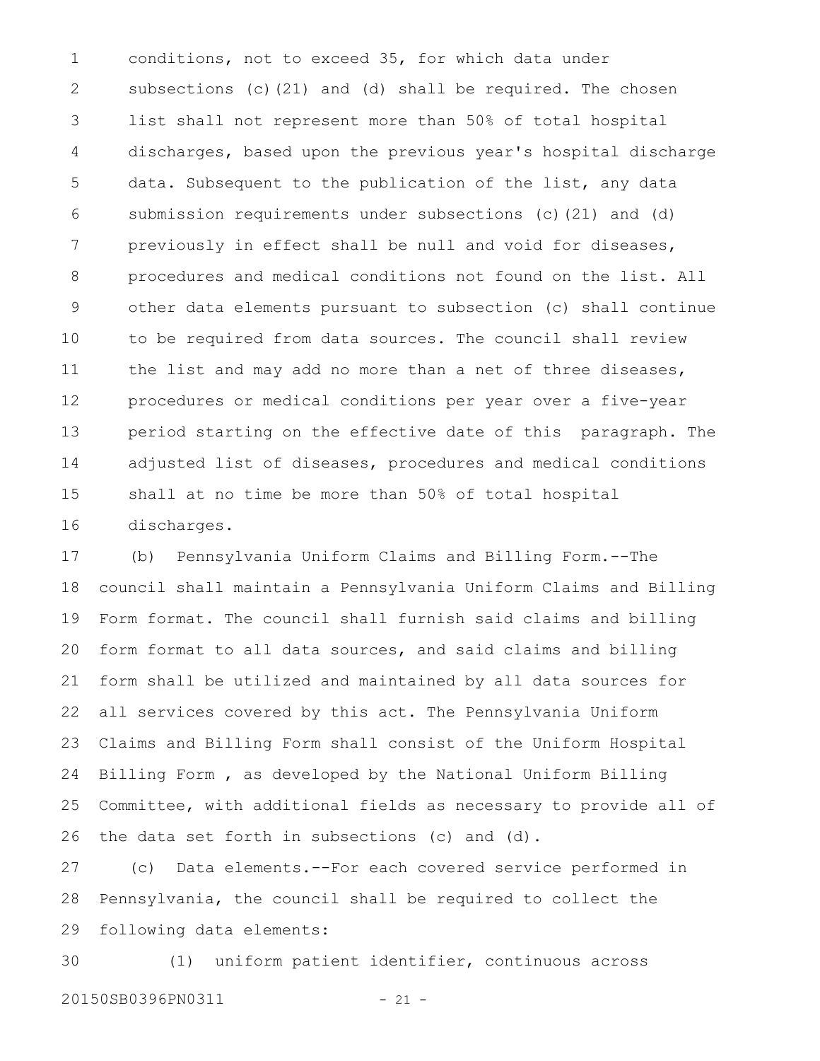conditions, not to exceed 35, for which data under subsections (c)(21) and (d) shall be required. The chosen list shall not represent more than 50% of total hospital discharges, based upon the previous year's hospital discharge data. Subsequent to the publication of the list, any data submission requirements under subsections (c)(21) and (d) previously in effect shall be null and void for diseases, procedures and medical conditions not found on the list. All other data elements pursuant to subsection (c) shall continue to be required from data sources. The council shall review the list and may add no more than a net of three diseases, procedures or medical conditions per year over a five-year period starting on the effective date of this paragraph. The adjusted list of diseases, procedures and medical conditions shall at no time be more than 50% of total hospital discharges.

(b) Pennsylvania Uniform Claims and Billing Form.--The council shall maintain a Pennsylvania Uniform Claims and Billing Form format. The council shall furnish said claims and billing form format to all data sources, and said claims and billing form shall be utilized and maintained by all data sources for all services covered by this act. The Pennsylvania Uniform Claims and Billing Form shall consist of the Uniform Hospital Billing Form , as developed by the National Uniform Billing Committee, with additional fields as necessary to provide all of the data set forth in subsections (c) and (d).

(c) Data elements.--For each covered service performed in Pennsylvania, the council shall be required to collect the following data elements:

(1) uniform patient identifier, continuous across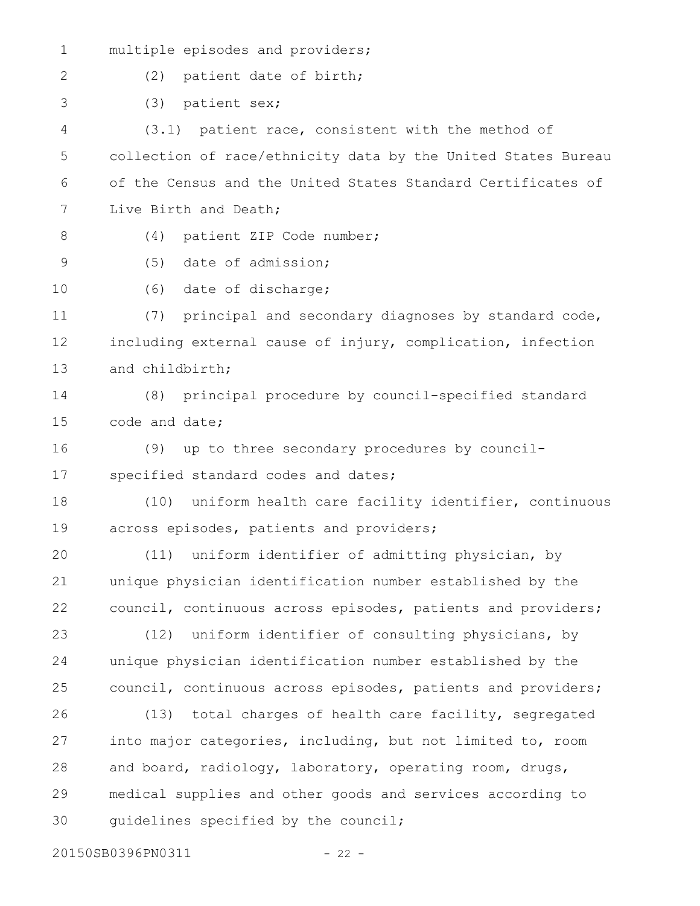multiple episodes and providers;

(2) patient date of birth;

(3) patient sex;

(3.1) patient race, consistent with the method of collection of race/ethnicity data by the United States Bureau of the Census and the United States Standard Certificates of Live Birth and Death;

(4) patient ZIP Code number;

(5) date of admission;

(6) date of discharge;

(7) principal and secondary diagnoses by standard code, including external cause of injury, complication, infection and childbirth;

(8) principal procedure by council-specified standard code and date;

(9) up to three secondary procedures by council-specified standard codes and dates;

(10) uniform health care facility identifier, continuous across episodes, patients and providers;

(11) uniform identifier of admitting physician, by unique physician identification number established by the council, continuous across episodes, patients and providers;

(12) uniform identifier of consulting physicians, by unique physician identification number established by the council, continuous across episodes, patients and providers;

(13) total charges of health care facility, segregated into major categories, including, but not limited to, room and board, radiology, laboratory, operating room, drugs, medical supplies and other goods and services according to guidelines specified by the council;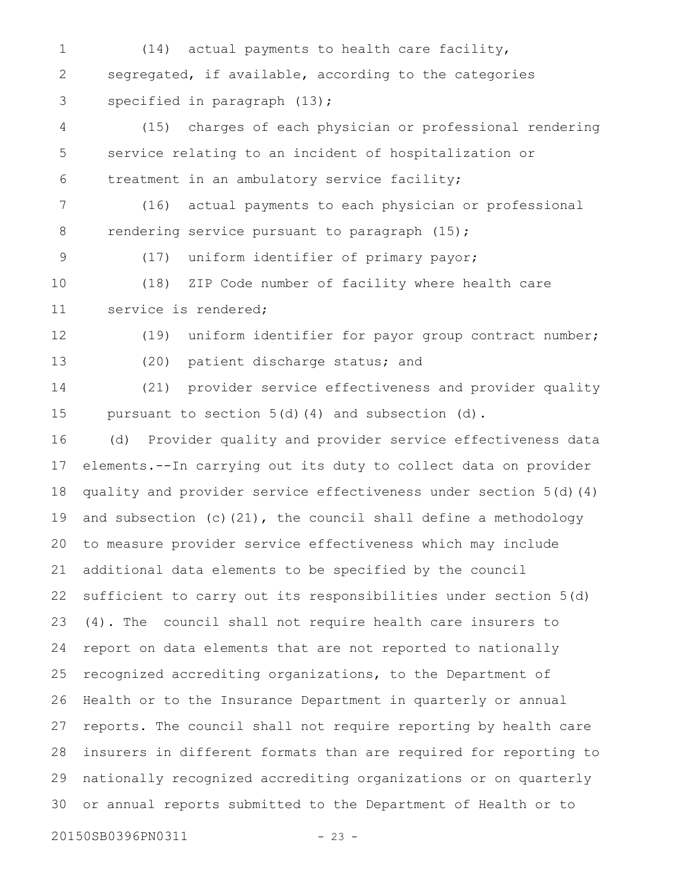(14) actual payments to health care facility, segregated, if available, according to the categories specified in paragraph (13);

(15) charges of each physician or professional rendering service relating to an incident of hospitalization or treatment in an ambulatory service facility;

(16) actual payments to each physician or professional rendering service pursuant to paragraph (15);

(17) uniform identifier of primary payor;

(18) ZIP Code number of facility where health care service is rendered;

(19) uniform identifier for payor group contract number;

(20) patient discharge status; and

(21) provider service effectiveness and provider quality pursuant to section 5(d)(4) and subsection (d).

(d) Provider quality and provider service effectiveness data elements.--In carrying out its duty to collect data on provider quality and provider service effectiveness under section 5(d)(4) and subsection (c)(21), the council shall define a methodology to measure provider service effectiveness which may include additional data elements to be specified by the council sufficient to carry out its responsibilities under section 5(d)(4). The council shall not require health care insurers to report on data elements that are not reported to nationally recognized accrediting organizations, to the Department of Health or to the Insurance Department in quarterly or annual reports. The council shall not require reporting by health care insurers in different formats than are required for reporting to nationally recognized accrediting organizations or on quarterly or annual reports submitted to the Department of Health or to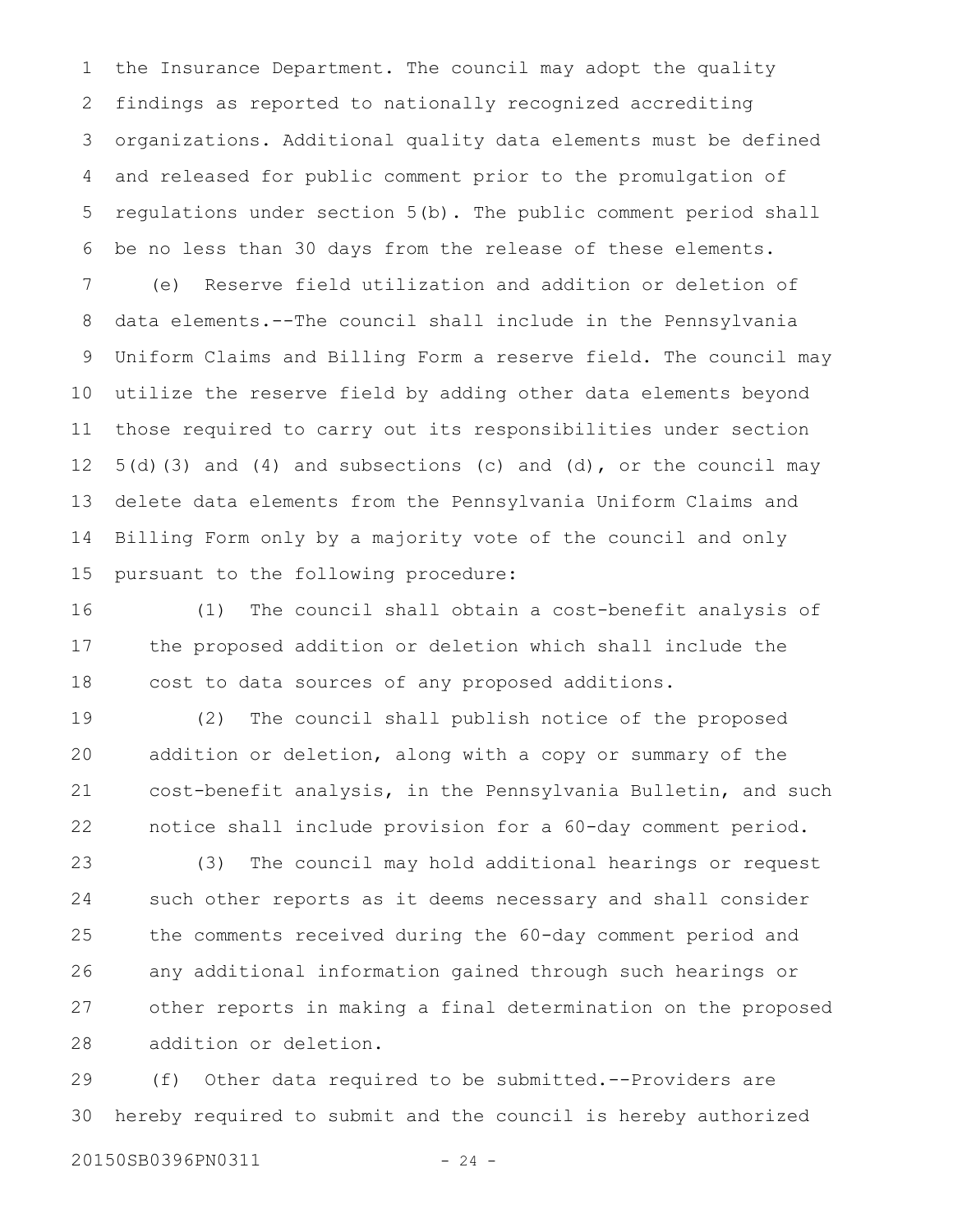the Insurance Department. The council may adopt the quality findings as reported to nationally recognized accrediting organizations. Additional quality data elements must be defined and released for public comment prior to the promulgation of regulations under section 5(b). The public comment period shall be no less than 30 days from the release of these elements.

(e) Reserve field utilization and addition or deletion of data elements.--The council shall include in the Pennsylvania Uniform Claims and Billing Form a reserve field. The council may utilize the reserve field by adding other data elements beyond those required to carry out its responsibilities under section 5(d)(3) and (4) and subsections (c) and (d), or the council may delete data elements from the Pennsylvania Uniform Claims and Billing Form only by a majority vote of the council and only pursuant to the following procedure:

(1) The council shall obtain a cost-benefit analysis of the proposed addition or deletion which shall include the cost to data sources of any proposed additions.

(2) The council shall publish notice of the proposed addition or deletion, along with a copy or summary of the cost-benefit analysis, in the Pennsylvania Bulletin, and such notice shall include provision for a 60-day comment period.

(3) The council may hold additional hearings or request such other reports as it deems necessary and shall consider the comments received during the 60-day comment period and any additional information gained through such hearings or other reports in making a final determination on the proposed addition or deletion.

(f) Other data required to be submitted.--Providers are hereby required to submit and the council is hereby authorized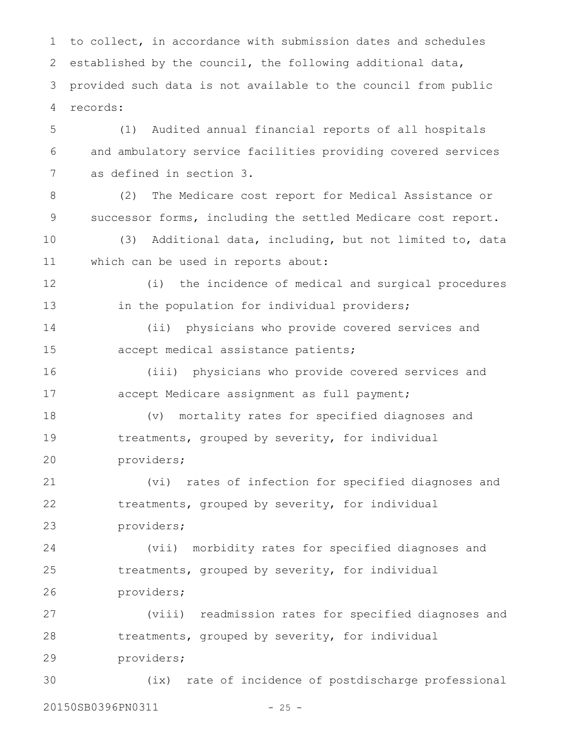to collect, in accordance with submission dates and schedules established by the council, the following additional data, provided such data is not available to the council from public records:

(1) Audited annual financial reports of all hospitals and ambulatory service facilities providing covered services as defined in section 3.

(2) The Medicare cost report for Medical Assistance or successor forms, including the settled Medicare cost report.

(3) Additional data, including, but not limited to, data which can be used in reports about:

(i) the incidence of medical and surgical procedures in the population for individual providers;

(ii) physicians who provide covered services and accept medical assistance patients;

(iii) physicians who provide covered services and accept Medicare assignment as full payment;

(v) mortality rates for specified diagnoses and treatments, grouped by severity, for individual providers;

(vi) rates of infection for specified diagnoses and treatments, grouped by severity, for individual providers;

(vii) morbidity rates for specified diagnoses and treatments, grouped by severity, for individual providers;

(viii) readmission rates for specified diagnoses and treatments, grouped by severity, for individual providers;

(ix) rate of incidence of postdischarge professional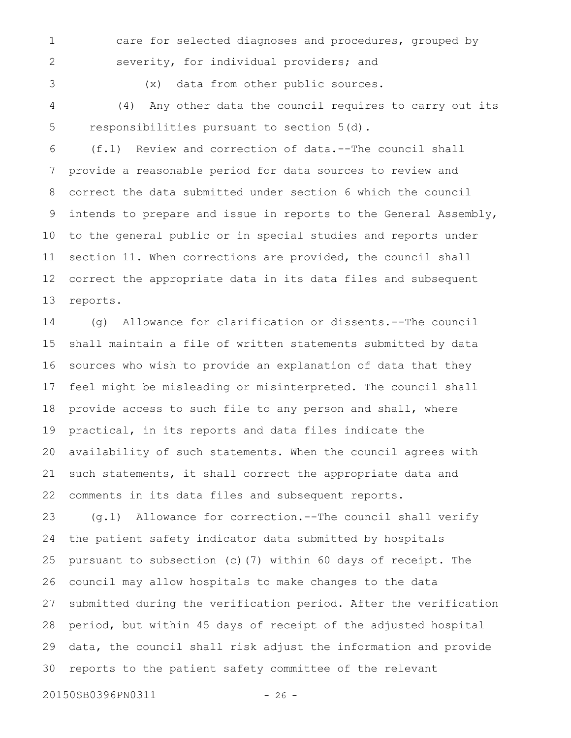care for selected diagnoses and procedures, grouped by severity, for individual providers; and

(x) data from other public sources.

(4) Any other data the council requires to carry out its responsibilities pursuant to section 5(d).

(f.1) Review and correction of data.--The council shall provide a reasonable period for data sources to review and correct the data submitted under section 6 which the council intends to prepare and issue in reports to the General Assembly, to the general public or in special studies and reports under section 11. When corrections are provided, the council shall correct the appropriate data in its data files and subsequent reports.

(g) Allowance for clarification or dissents.--The council shall maintain a file of written statements submitted by data sources who wish to provide an explanation of data that they feel might be misleading or misinterpreted. The council shall provide access to such file to any person and shall, where practical, in its reports and data files indicate the availability of such statements. When the council agrees with such statements, it shall correct the appropriate data and comments in its data files and subsequent reports.

(g.1) Allowance for correction.--The council shall verify the patient safety indicator data submitted by hospitals pursuant to subsection (c)(7) within 60 days of receipt. The council may allow hospitals to make changes to the data submitted during the verification period. After the verification period, but within 45 days of receipt of the adjusted hospital data, the council shall risk adjust the information and provide reports to the patient safety committee of the relevant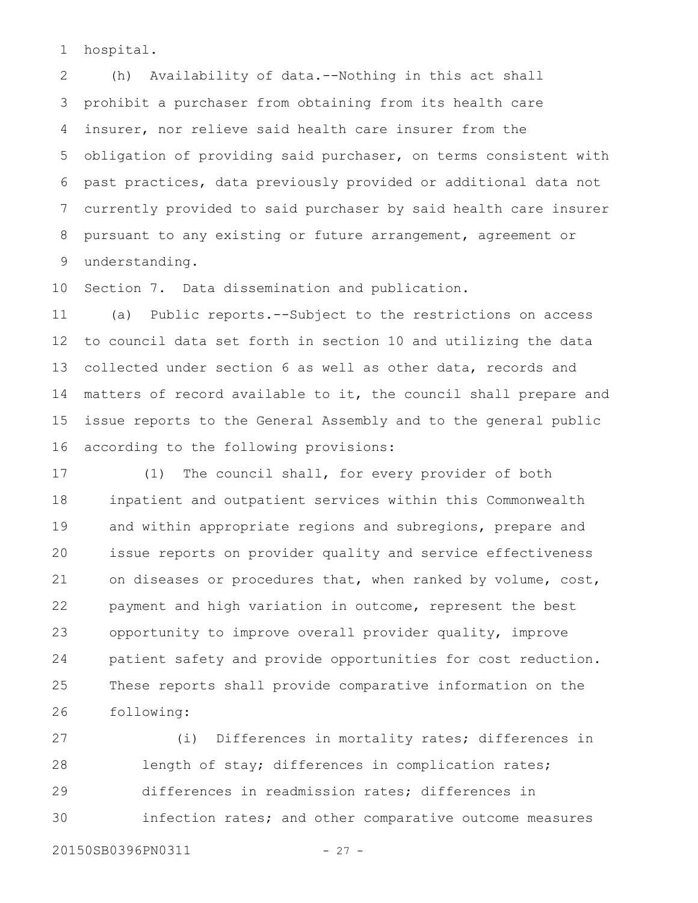hospital.

(h) Availability of data.--Nothing in this act shall prohibit a purchaser from obtaining from its health care insurer, nor relieve said health care insurer from the obligation of providing said purchaser, on terms consistent with past practices, data previously provided or additional data not currently provided to said purchaser by said health care insurer pursuant to any existing or future arrangement, agreement or understanding.

Section 7. Data dissemination and publication.

(a) Public reports.--Subject to the restrictions on access to council data set forth in section 10 and utilizing the data collected under section 6 as well as other data, records and matters of record available to it, the council shall prepare and issue reports to the General Assembly and to the general public according to the following provisions:

(1) The council shall, for every provider of both inpatient and outpatient services within this Commonwealth and within appropriate regions and subregions, prepare and issue reports on provider quality and service effectiveness on diseases or procedures that, when ranked by volume, cost, payment and high variation in outcome, represent the best opportunity to improve overall provider quality, improve patient safety and provide opportunities for cost reduction. These reports shall provide comparative information on the following:

(i) Differences in mortality rates; differences in length of stay; differences in complication rates; differences in readmission rates; differences in infection rates; and other comparative outcome measures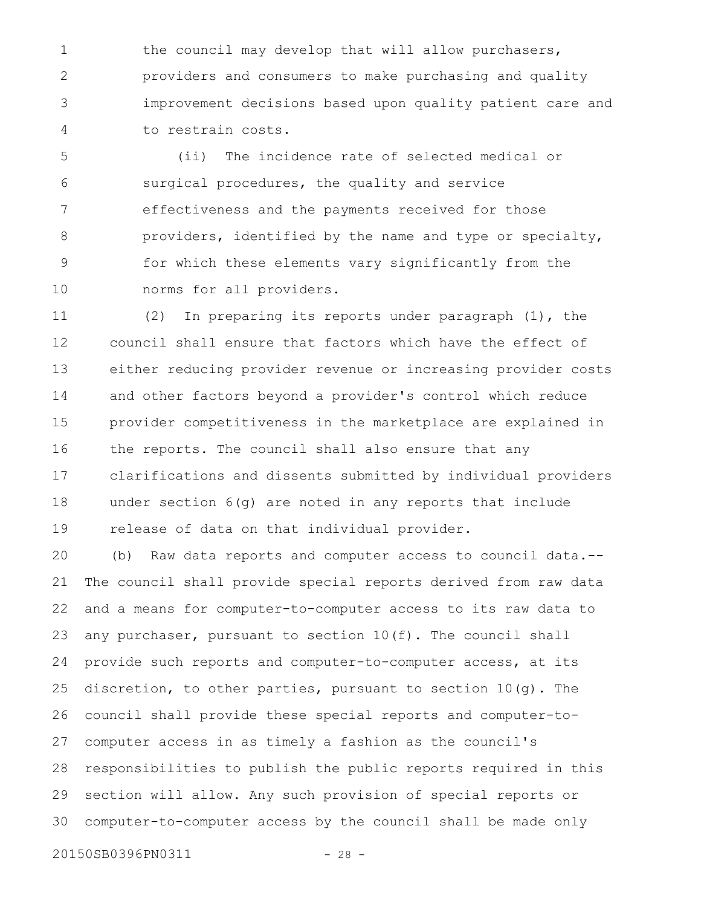the council may develop that will allow purchasers, providers and consumers to make purchasing and quality improvement decisions based upon quality patient care and to restrain costs.

(ii) The incidence rate of selected medical or surgical procedures, the quality and service effectiveness and the payments received for those providers, identified by the name and type or specialty, for which these elements vary significantly from the norms for all providers.

(2) In preparing its reports under paragraph (1), the council shall ensure that factors which have the effect of either reducing provider revenue or increasing provider costs and other factors beyond a provider's control which reduce provider competitiveness in the marketplace are explained in the reports. The council shall also ensure that any clarifications and dissents submitted by individual providers under section 6(g) are noted in any reports that include release of data on that individual provider.

(b) Raw data reports and computer access to council data.--The council shall provide special reports derived from raw data and a means for computer-to-computer access to its raw data to any purchaser, pursuant to section 10(f). The council shall provide such reports and computer-to-computer access, at its discretion, to other parties, pursuant to section 10(g). The council shall provide these special reports and computer-to-computer access in as timely a fashion as the council's responsibilities to publish the public reports required in this section will allow. Any such provision of special reports or computer-to-computer access by the council shall be made only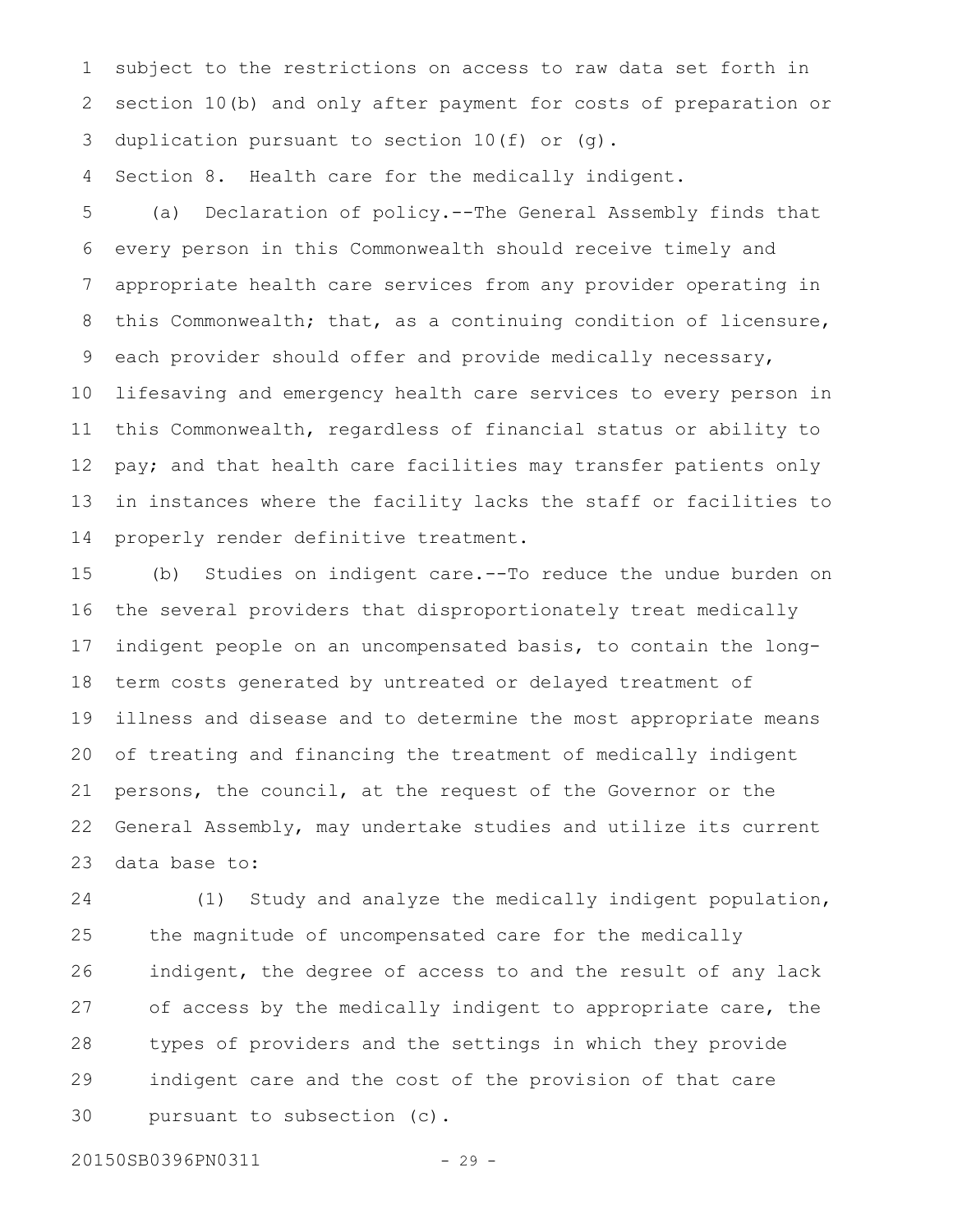subject to the restrictions on access to raw data set forth in section 10(b) and only after payment for costs of preparation or duplication pursuant to section 10(f) or (g).

Section 8. Health care for the medically indigent.

(a) Declaration of policy.--The General Assembly finds that every person in this Commonwealth should receive timely and appropriate health care services from any provider operating in this Commonwealth; that, as a continuing condition of licensure, each provider should offer and provide medically necessary, lifesaving and emergency health care services to every person in this Commonwealth, regardless of financial status or ability to pay; and that health care facilities may transfer patients only in instances where the facility lacks the staff or facilities to properly render definitive treatment.

(b) Studies on indigent care.--To reduce the undue burden on the several providers that disproportionately treat medically indigent people on an uncompensated basis, to contain the long-term costs generated by untreated or delayed treatment of illness and disease and to determine the most appropriate means of treating and financing the treatment of medically indigent persons, the council, at the request of the Governor or the General Assembly, may undertake studies and utilize its current data base to:

(1) Study and analyze the medically indigent population, the magnitude of uncompensated care for the medically indigent, the degree of access to and the result of any lack of access by the medically indigent to appropriate care, the types of providers and the settings in which they provide indigent care and the cost of the provision of that care pursuant to subsection (c).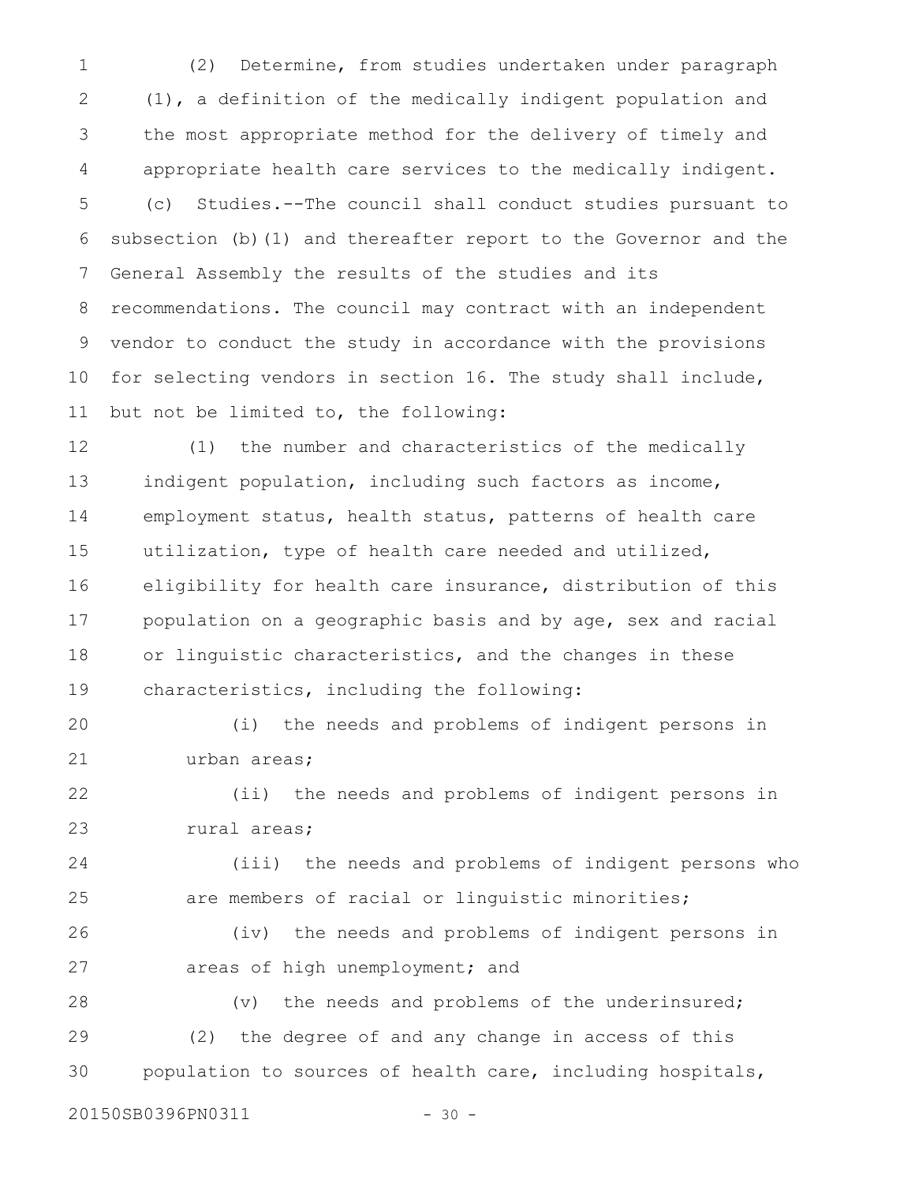(2) Determine, from studies undertaken under paragraph (1), a definition of the medically indigent population and the most appropriate method for the delivery of timely and appropriate health care services to the medically indigent.

(c) Studies.--The council shall conduct studies pursuant to subsection (b)(1) and thereafter report to the Governor and the General Assembly the results of the studies and its recommendations. The council may contract with an independent vendor to conduct the study in accordance with the provisions for selecting vendors in section 16. The study shall include, but not be limited to, the following:

(1) the number and characteristics of the medically indigent population, including such factors as income, employment status, health status, patterns of health care utilization, type of health care needed and utilized, eligibility for health care insurance, distribution of this population on a geographic basis and by age, sex and racial or linguistic characteristics, and the changes in these characteristics, including the following:

(i) the needs and problems of indigent persons in urban areas;

(ii) the needs and problems of indigent persons in rural areas;

(iii) the needs and problems of indigent persons who are members of racial or linguistic minorities;

(iv) the needs and problems of indigent persons in areas of high unemployment; and

(v) the needs and problems of the underinsured;

(2) the degree of and any change in access of this population to sources of health care, including hospitals,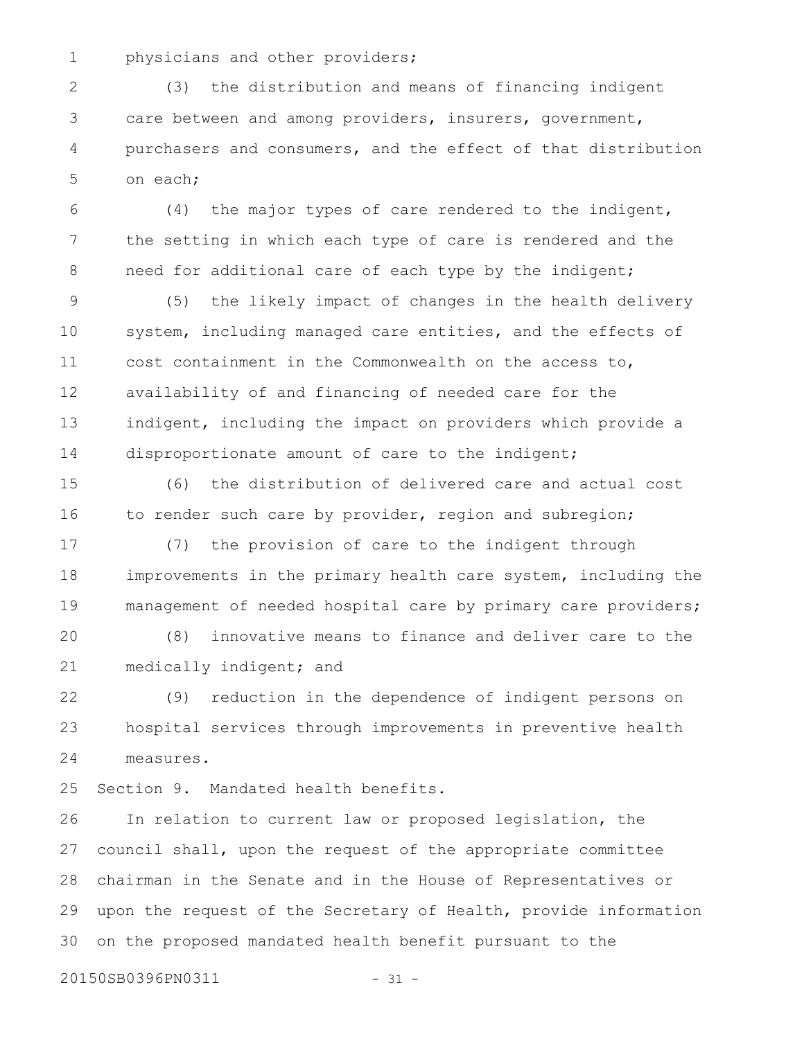physicians and other providers;

(3) the distribution and means of financing indigent care between and among providers, insurers, government, purchasers and consumers, and the effect of that distribution on each;

(4) the major types of care rendered to the indigent, the setting in which each type of care is rendered and the need for additional care of each type by the indigent;

(5) the likely impact of changes in the health delivery system, including managed care entities, and the effects of cost containment in the Commonwealth on the access to, availability of and financing of needed care for the indigent, including the impact on providers which provide a disproportionate amount of care to the indigent;

(6) the distribution of delivered care and actual cost to render such care by provider, region and subregion;

(7) the provision of care to the indigent through improvements in the primary health care system, including the management of needed hospital care by primary care providers;

(8) innovative means to finance and deliver care to the medically indigent; and

(9) reduction in the dependence of indigent persons on hospital services through improvements in preventive health measures.

Section 9. Mandated health benefits.

In relation to current law or proposed legislation, the council shall, upon the request of the appropriate committee chairman in the Senate and in the House of Representatives or upon the request of the Secretary of Health, provide information on the proposed mandated health benefit pursuant to the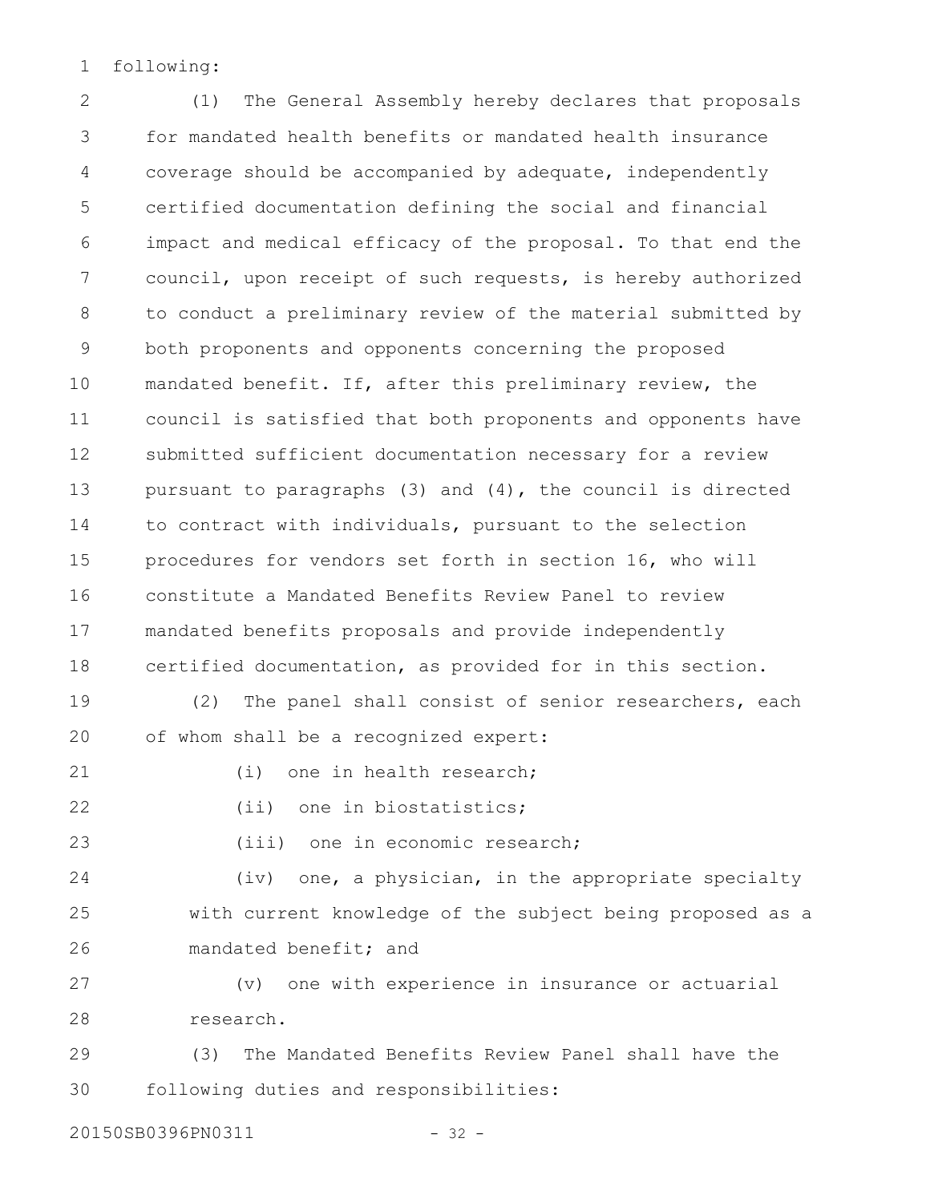following:

(1) The General Assembly hereby declares that proposals for mandated health benefits or mandated health insurance coverage should be accompanied by adequate, independently certified documentation defining the social and financial impact and medical efficacy of the proposal. To that end the council, upon receipt of such requests, is hereby authorized to conduct a preliminary review of the material submitted by both proponents and opponents concerning the proposed mandated benefit. If, after this preliminary review, the council is satisfied that both proponents and opponents have submitted sufficient documentation necessary for a review pursuant to paragraphs (3) and (4), the council is directed to contract with individuals, pursuant to the selection procedures for vendors set forth in section 16, who will constitute a Mandated Benefits Review Panel to review mandated benefits proposals and provide independently certified documentation, as provided for in this section.

(2) The panel shall consist of senior researchers, each of whom shall be a recognized expert:

(i) one in health research;

(ii) one in biostatistics;

(iii) one in economic research;

(iv) one, a physician, in the appropriate specialty with current knowledge of the subject being proposed as a mandated benefit; and

(v) one with experience in insurance or actuarial research.

(3) The Mandated Benefits Review Panel shall have the following duties and responsibilities: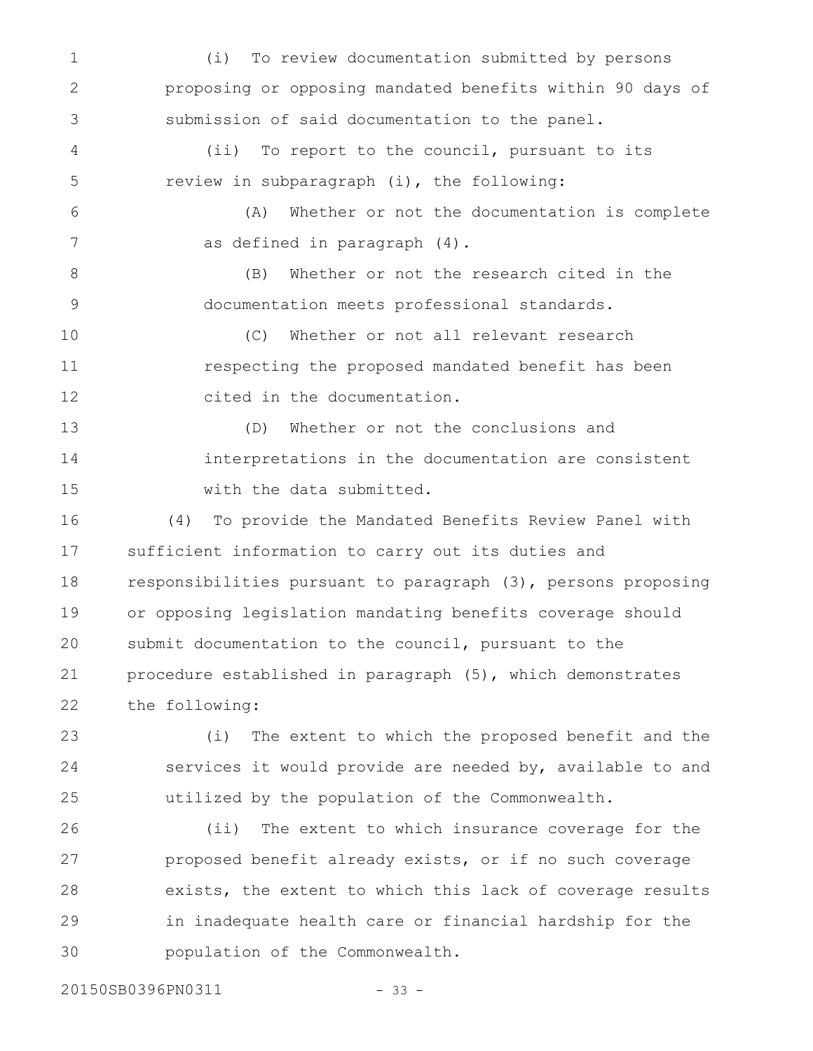(i) To review documentation submitted by persons proposing or opposing mandated benefits within 90 days of submission of said documentation to the panel.

(ii) To report to the council, pursuant to its review in subparagraph (i), the following:

(A) Whether or not the documentation is complete as defined in paragraph (4).

(B) Whether or not the research cited in the documentation meets professional standards.

(C) Whether or not all relevant research respecting the proposed mandated benefit has been cited in the documentation.

(D) Whether or not the conclusions and interpretations in the documentation are consistent with the data submitted.

(4) To provide the Mandated Benefits Review Panel with sufficient information to carry out its duties and responsibilities pursuant to paragraph (3), persons proposing or opposing legislation mandating benefits coverage should submit documentation to the council, pursuant to the procedure established in paragraph (5), which demonstrates the following:

(i) The extent to which the proposed benefit and the services it would provide are needed by, available to and utilized by the population of the Commonwealth.

(ii) The extent to which insurance coverage for the proposed benefit already exists, or if no such coverage exists, the extent to which this lack of coverage results in inadequate health care or financial hardship for the population of the Commonwealth.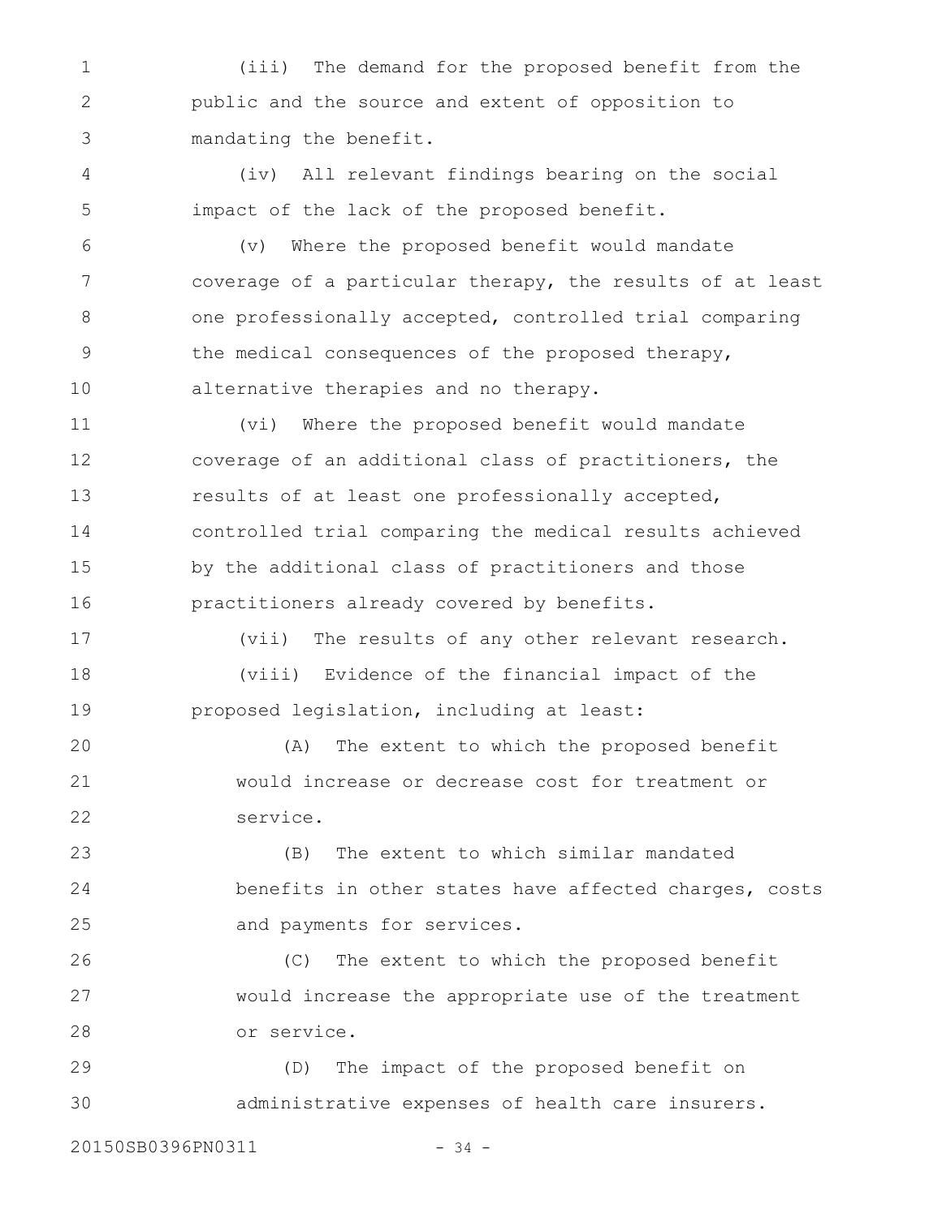(iii) The demand for the proposed benefit from the public and the source and extent of opposition to mandating the benefit.

(iv) All relevant findings bearing on the social impact of the lack of the proposed benefit.

(v) Where the proposed benefit would mandate coverage of a particular therapy, the results of at least one professionally accepted, controlled trial comparing the medical consequences of the proposed therapy, alternative therapies and no therapy.

(vi) Where the proposed benefit would mandate coverage of an additional class of practitioners, the results of at least one professionally accepted, controlled trial comparing the medical results achieved by the additional class of practitioners and those practitioners already covered by benefits.

(vii) The results of any other relevant research.

(viii) Evidence of the financial impact of the proposed legislation, including at least:

(A) The extent to which the proposed benefit would increase or decrease cost for treatment or service.

(B) The extent to which similar mandated benefits in other states have affected charges, costs and payments for services.

(C) The extent to which the proposed benefit would increase the appropriate use of the treatment or service.

(D) The impact of the proposed benefit on administrative expenses of health care insurers.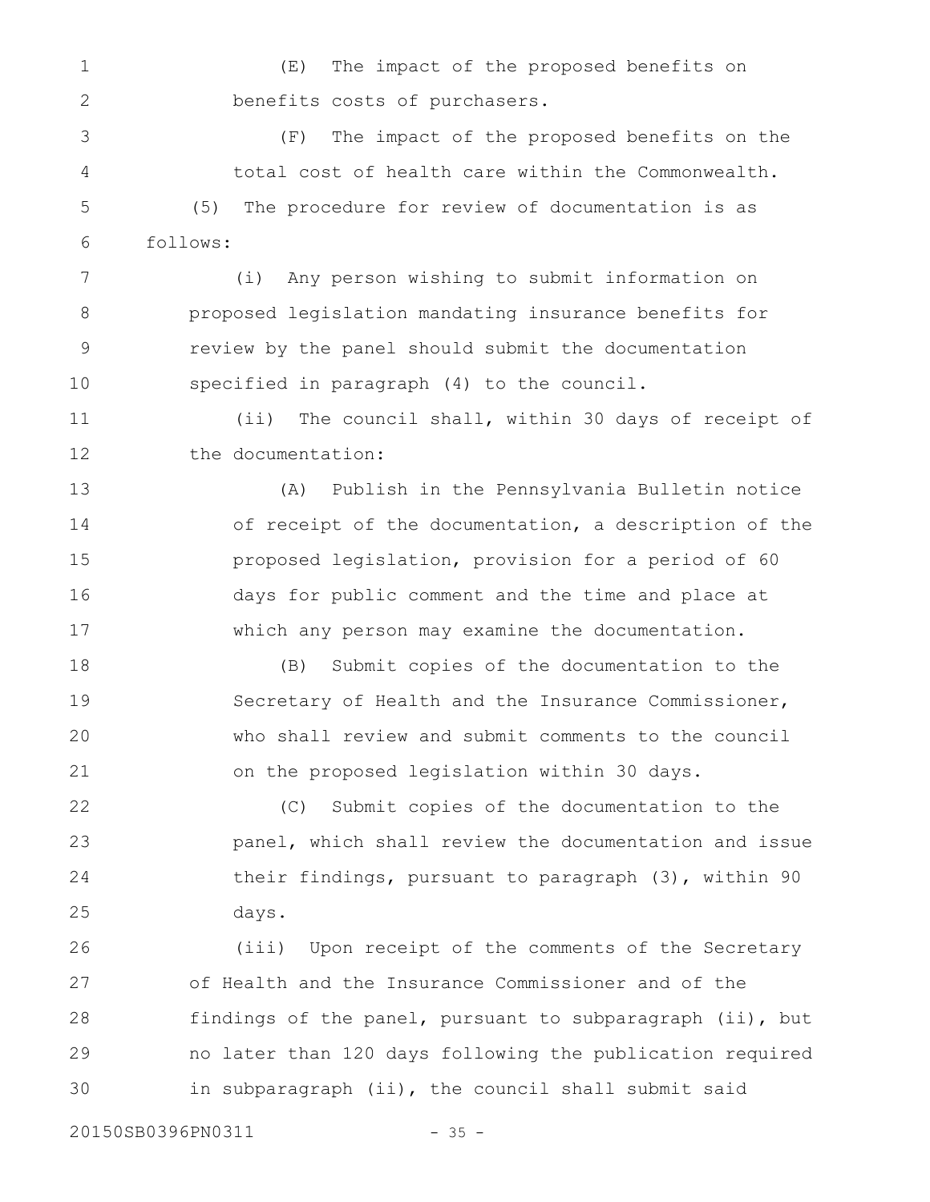(E) The impact of the proposed benefits on benefits costs of purchasers.

(F) The impact of the proposed benefits on the total cost of health care within the Commonwealth.

(5) The procedure for review of documentation is as follows:

(i) Any person wishing to submit information on proposed legislation mandating insurance benefits for review by the panel should submit the documentation specified in paragraph (4) to the council.

(ii) The council shall, within 30 days of receipt of the documentation:

(A) Publish in the Pennsylvania Bulletin notice of receipt of the documentation, a description of the proposed legislation, provision for a period of 60 days for public comment and the time and place at which any person may examine the documentation.

(B) Submit copies of the documentation to the Secretary of Health and the Insurance Commissioner, who shall review and submit comments to the council on the proposed legislation within 30 days.

(C) Submit copies of the documentation to the panel, which shall review the documentation and issue their findings, pursuant to paragraph (3), within 90 days.

(iii) Upon receipt of the comments of the Secretary of Health and the Insurance Commissioner and of the findings of the panel, pursuant to subparagraph (ii), but no later than 120 days following the publication required in subparagraph (ii), the council shall submit said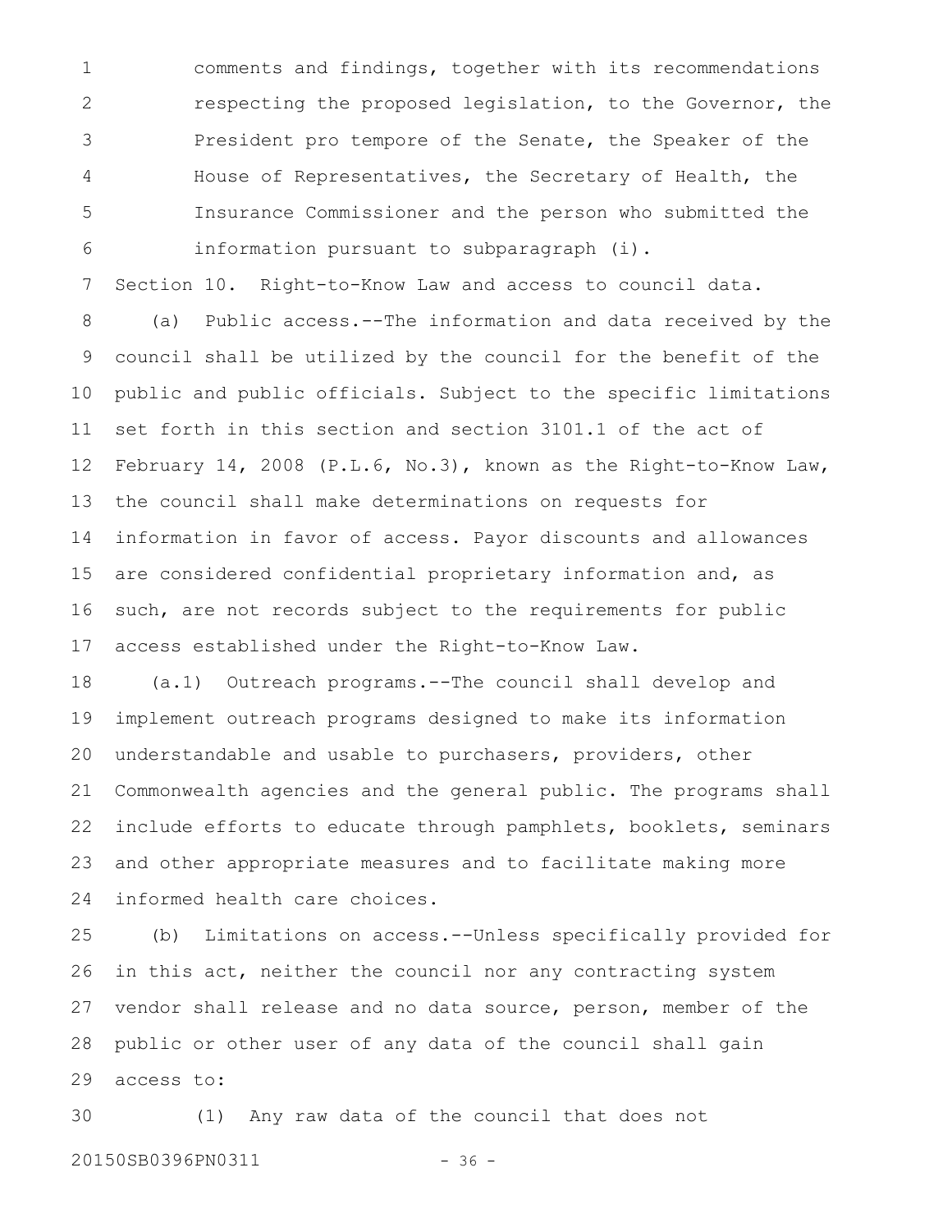comments and findings, together with its recommendations respecting the proposed legislation, to the Governor, the President pro tempore of the Senate, the Speaker of the House of Representatives, the Secretary of Health, the Insurance Commissioner and the person who submitted the information pursuant to subparagraph (i).

Section 10. Right-to-Know Law and access to council data.

(a) Public access.--The information and data received by the council shall be utilized by the council for the benefit of the public and public officials. Subject to the specific limitations set forth in this section and section 3101.1 of the act of February 14, 2008 (P.L.6, No.3), known as the Right-to-Know Law, the council shall make determinations on requests for information in favor of access. Payor discounts and allowances are considered confidential proprietary information and, as such, are not records subject to the requirements for public access established under the Right-to-Know Law.

(a.1) Outreach programs.--The council shall develop and implement outreach programs designed to make its information understandable and usable to purchasers, providers, other Commonwealth agencies and the general public. The programs shall include efforts to educate through pamphlets, booklets, seminars and other appropriate measures and to facilitate making more informed health care choices.

(b) Limitations on access.--Unless specifically provided for in this act, neither the council nor any contracting system vendor shall release and no data source, person, member of the public or other user of any data of the council shall gain access to:

(1) Any raw data of the council that does not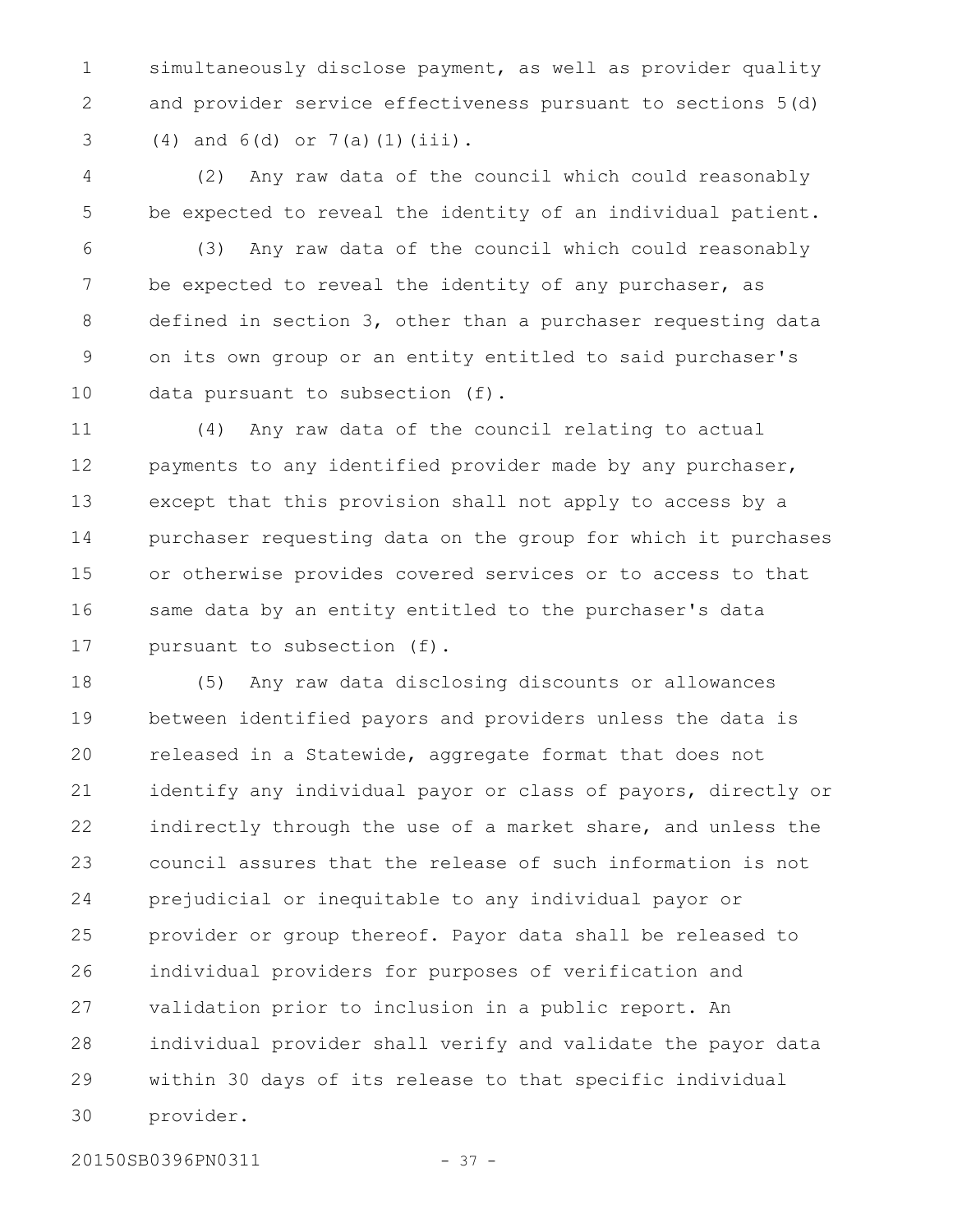simultaneously disclose payment, as well as provider quality and provider service effectiveness pursuant to sections 5(d)(4) and 6(d) or 7(a)(1)(iii).

(2) Any raw data of the council which could reasonably be expected to reveal the identity of an individual patient.

(3) Any raw data of the council which could reasonably be expected to reveal the identity of any purchaser, as defined in section 3, other than a purchaser requesting data on its own group or an entity entitled to said purchaser's data pursuant to subsection (f).

(4) Any raw data of the council relating to actual payments to any identified provider made by any purchaser, except that this provision shall not apply to access by a purchaser requesting data on the group for which it purchases or otherwise provides covered services or to access to that same data by an entity entitled to the purchaser's data pursuant to subsection (f).

(5) Any raw data disclosing discounts or allowances between identified payors and providers unless the data is released in a Statewide, aggregate format that does not identify any individual payor or class of payors, directly or indirectly through the use of a market share, and unless the council assures that the release of such information is not prejudicial or inequitable to any individual payor or provider or group thereof. Payor data shall be released to individual providers for purposes of verification and validation prior to inclusion in a public report. An individual provider shall verify and validate the payor data within 30 days of its release to that specific individual provider.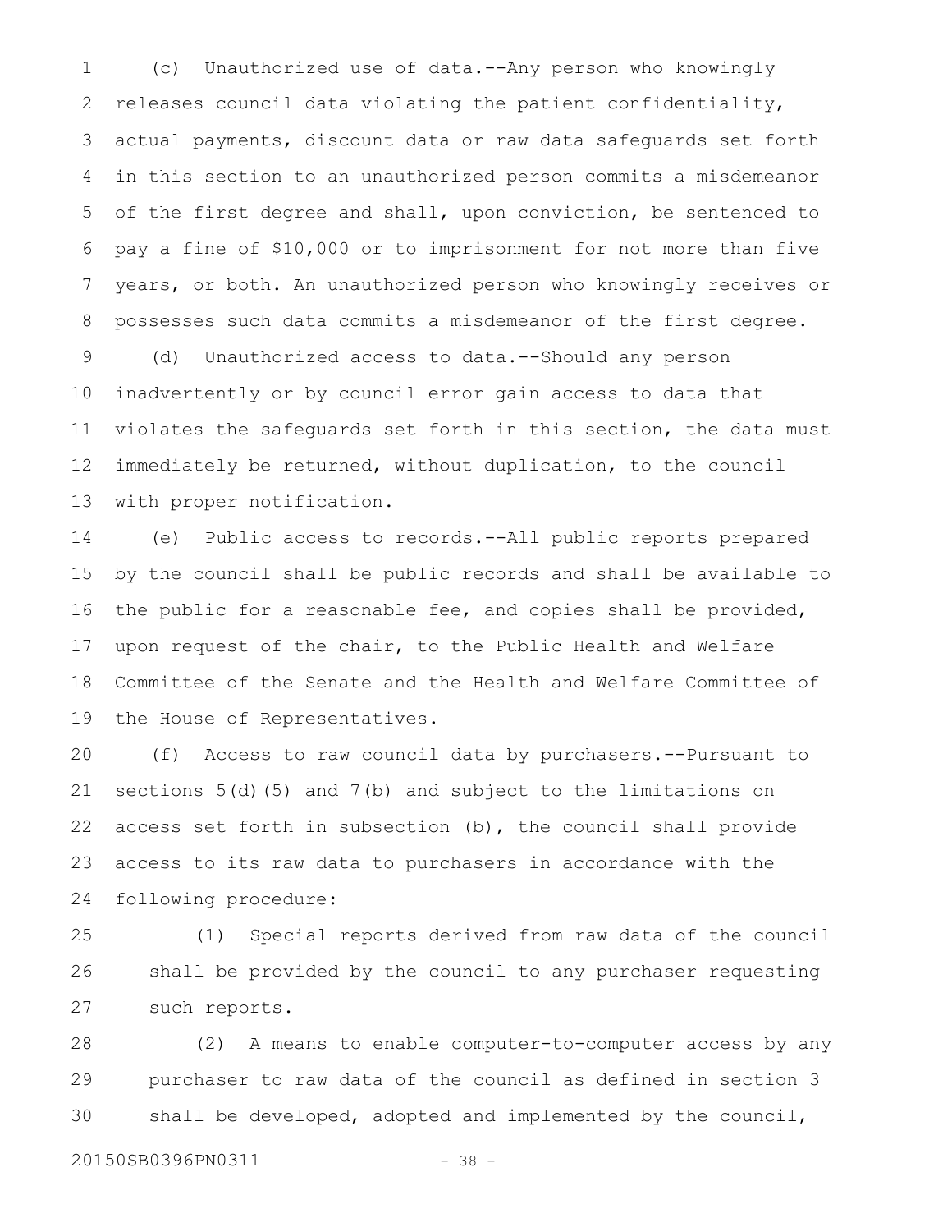(c) Unauthorized use of data.--Any person who knowingly releases council data violating the patient confidentiality, actual payments, discount data or raw data safeguards set forth in this section to an unauthorized person commits a misdemeanor of the first degree and shall, upon conviction, be sentenced to pay a fine of $10,000 or to imprisonment for not more than five years, or both. An unauthorized person who knowingly receives or possesses such data commits a misdemeanor of the first degree.

(d) Unauthorized access to data.--Should any person inadvertently or by council error gain access to data that violates the safeguards set forth in this section, the data must immediately be returned, without duplication, to the council with proper notification.

(e) Public access to records.--All public reports prepared by the council shall be public records and shall be available to the public for a reasonable fee, and copies shall be provided, upon request of the chair, to the Public Health and Welfare Committee of the Senate and the Health and Welfare Committee of the House of Representatives.

(f) Access to raw council data by purchasers.--Pursuant to sections 5(d)(5) and 7(b) and subject to the limitations on access set forth in subsection (b), the council shall provide access to its raw data to purchasers in accordance with the following procedure:

(1) Special reports derived from raw data of the council shall be provided by the council to any purchaser requesting such reports.

(2) A means to enable computer-to-computer access by any purchaser to raw data of the council as defined in section 3 shall be developed, adopted and implemented by the council,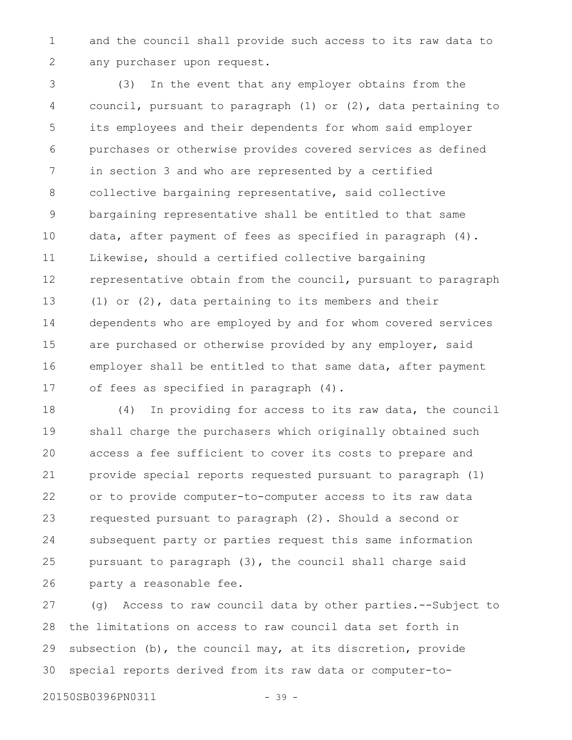and the council shall provide such access to its raw data to any purchaser upon request.

(3) In the event that any employer obtains from the council, pursuant to paragraph (1) or (2), data pertaining to its employees and their dependents for whom said employer purchases or otherwise provides covered services as defined in section 3 and who are represented by a certified collective bargaining representative, said collective bargaining representative shall be entitled to that same data, after payment of fees as specified in paragraph (4). Likewise, should a certified collective bargaining representative obtain from the council, pursuant to paragraph (1) or (2), data pertaining to its members and their dependents who are employed by and for whom covered services are purchased or otherwise provided by any employer, said employer shall be entitled to that same data, after payment of fees as specified in paragraph (4).

(4) In providing for access to its raw data, the council shall charge the purchasers which originally obtained such access a fee sufficient to cover its costs to prepare and provide special reports requested pursuant to paragraph (1) or to provide computer-to-computer access to its raw data requested pursuant to paragraph (2). Should a second or subsequent party or parties request this same information pursuant to paragraph (3), the council shall charge said party a reasonable fee.

(g) Access to raw council data by other parties.--Subject to the limitations on access to raw council data set forth in subsection (b), the council may, at its discretion, provide special reports derived from its raw data or computer-to-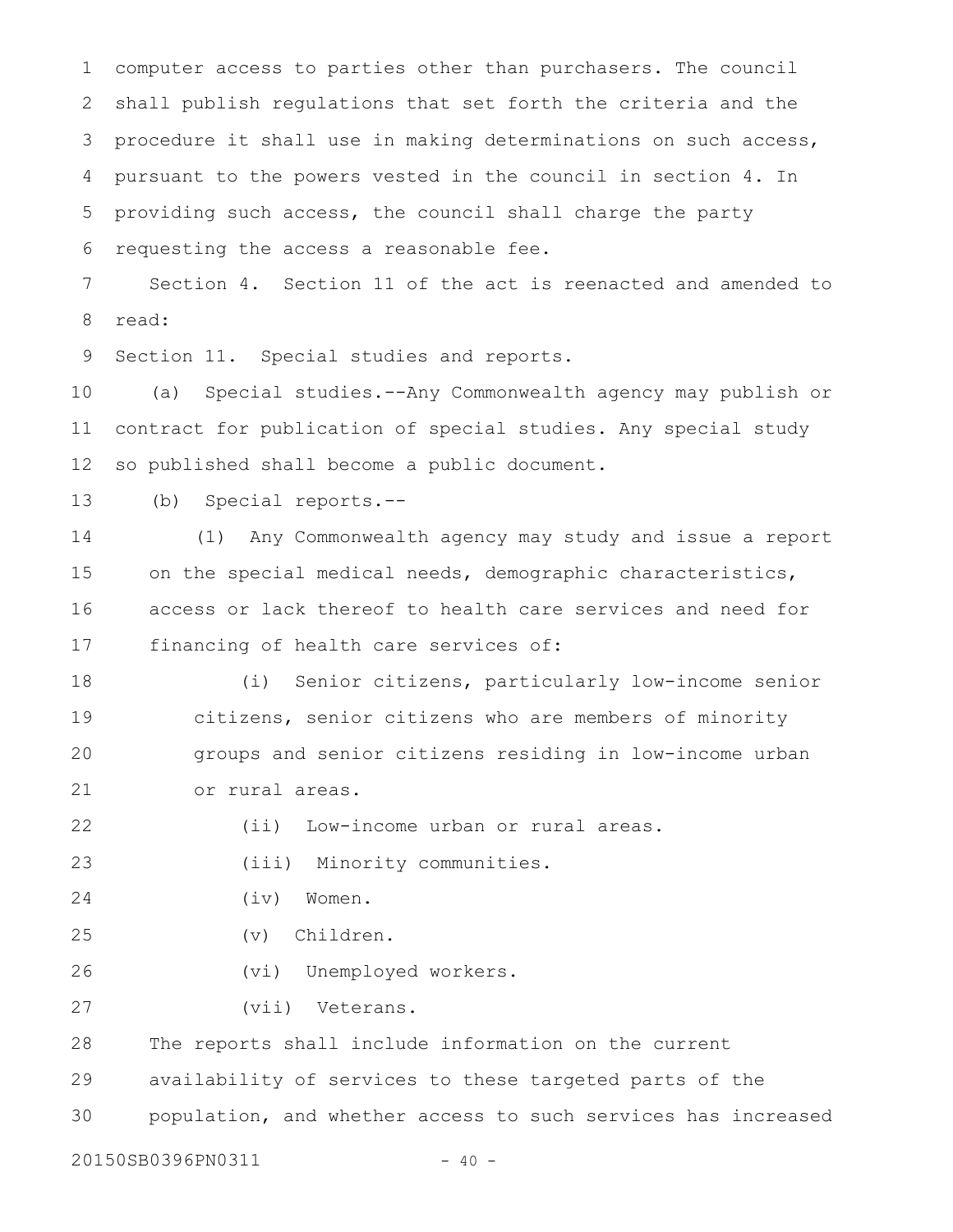computer access to parties other than purchasers. The council shall publish regulations that set forth the criteria and the procedure it shall use in making determinations on such access, pursuant to the powers vested in the council in section 4. In providing such access, the council shall charge the party requesting the access a reasonable fee.

Section 4. Section 11 of the act is reenacted and amended to read:

Section 11. Special studies and reports.

(a) Special studies.--Any Commonwealth agency may publish or contract for publication of special studies. Any special study so published shall become a public document.

(b) Special reports.--

(1) Any Commonwealth agency may study and issue a report on the special medical needs, demographic characteristics, access or lack thereof to health care services and need for financing of health care services of:

(i) Senior citizens, particularly low-income senior citizens, senior citizens who are members of minority groups and senior citizens residing in low-income urban or rural areas.

(ii) Low-income urban or rural areas.

(iii) Minority communities.

(iv) Women.

(v) Children.

(vi) Unemployed workers.

(vii) Veterans.

The reports shall include information on the current availability of services to these targeted parts of the population, and whether access to such services has increased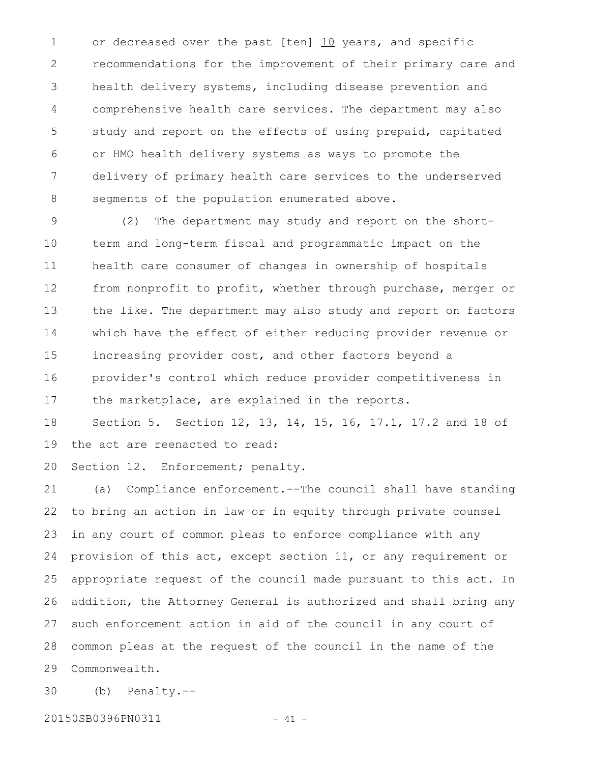or decreased over the past [ten] 10 years, and specific recommendations for the improvement of their primary care and health delivery systems, including disease prevention and comprehensive health care services. The department may also study and report on the effects of using prepaid, capitated or HMO health delivery systems as ways to promote the delivery of primary health care services to the underserved segments of the population enumerated above.

(2) The department may study and report on the short-term and long-term fiscal and programmatic impact on the health care consumer of changes in ownership of hospitals from nonprofit to profit, whether through purchase, merger or the like. The department may also study and report on factors which have the effect of either reducing provider revenue or increasing provider cost, and other factors beyond a provider's control which reduce provider competitiveness in the marketplace, are explained in the reports.

Section 5. Section 12, 13, 14, 15, 16, 17.1, 17.2 and 18 of the act are reenacted to read:

Section 12. Enforcement; penalty.

(a) Compliance enforcement.--The council shall have standing to bring an action in law or in equity through private counsel in any court of common pleas to enforce compliance with any provision of this act, except section 11, or any requirement or appropriate request of the council made pursuant to this act. In addition, the Attorney General is authorized and shall bring any such enforcement action in aid of the council in any court of common pleas at the request of the council in the name of the Commonwealth.

(b) Penalty.--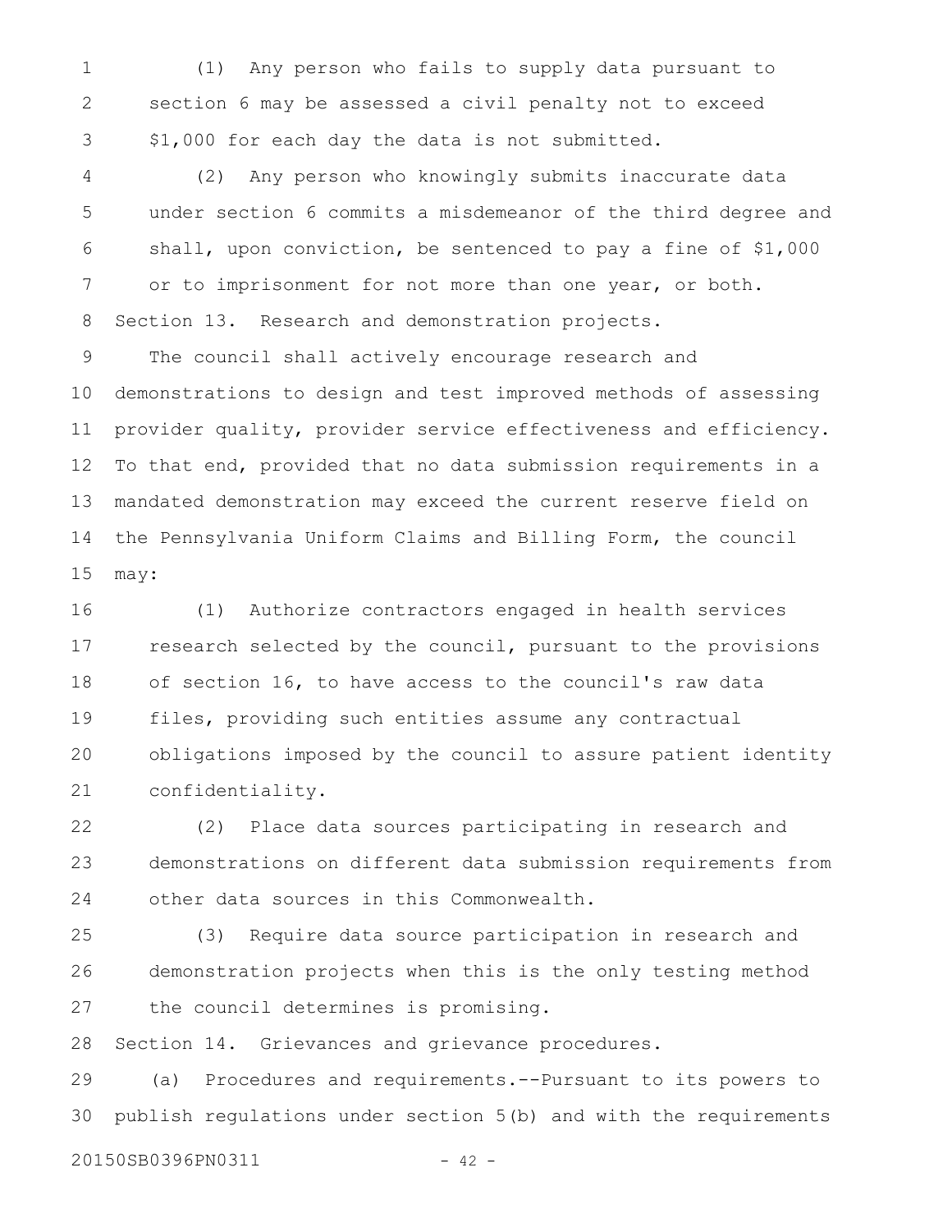(1) Any person who fails to supply data pursuant to section 6 may be assessed a civil penalty not to exceed $1,000 for each day the data is not submitted.

(2) Any person who knowingly submits inaccurate data under section 6 commits a misdemeanor of the third degree and shall, upon conviction, be sentenced to pay a fine of $1,000 or to imprisonment for not more than one year, or both.

Section 13. Research and demonstration projects.

The council shall actively encourage research and demonstrations to design and test improved methods of assessing provider quality, provider service effectiveness and efficiency. To that end, provided that no data submission requirements in a mandated demonstration may exceed the current reserve field on the Pennsylvania Uniform Claims and Billing Form, the council may:

(1) Authorize contractors engaged in health services research selected by the council, pursuant to the provisions of section 16, to have access to the council's raw data files, providing such entities assume any contractual obligations imposed by the council to assure patient identity confidentiality.

(2) Place data sources participating in research and demonstrations on different data submission requirements from other data sources in this Commonwealth.

(3) Require data source participation in research and demonstration projects when this is the only testing method the council determines is promising.

Section 14. Grievances and grievance procedures.

(a) Procedures and requirements.--Pursuant to its powers to publish regulations under section 5(b) and with the requirements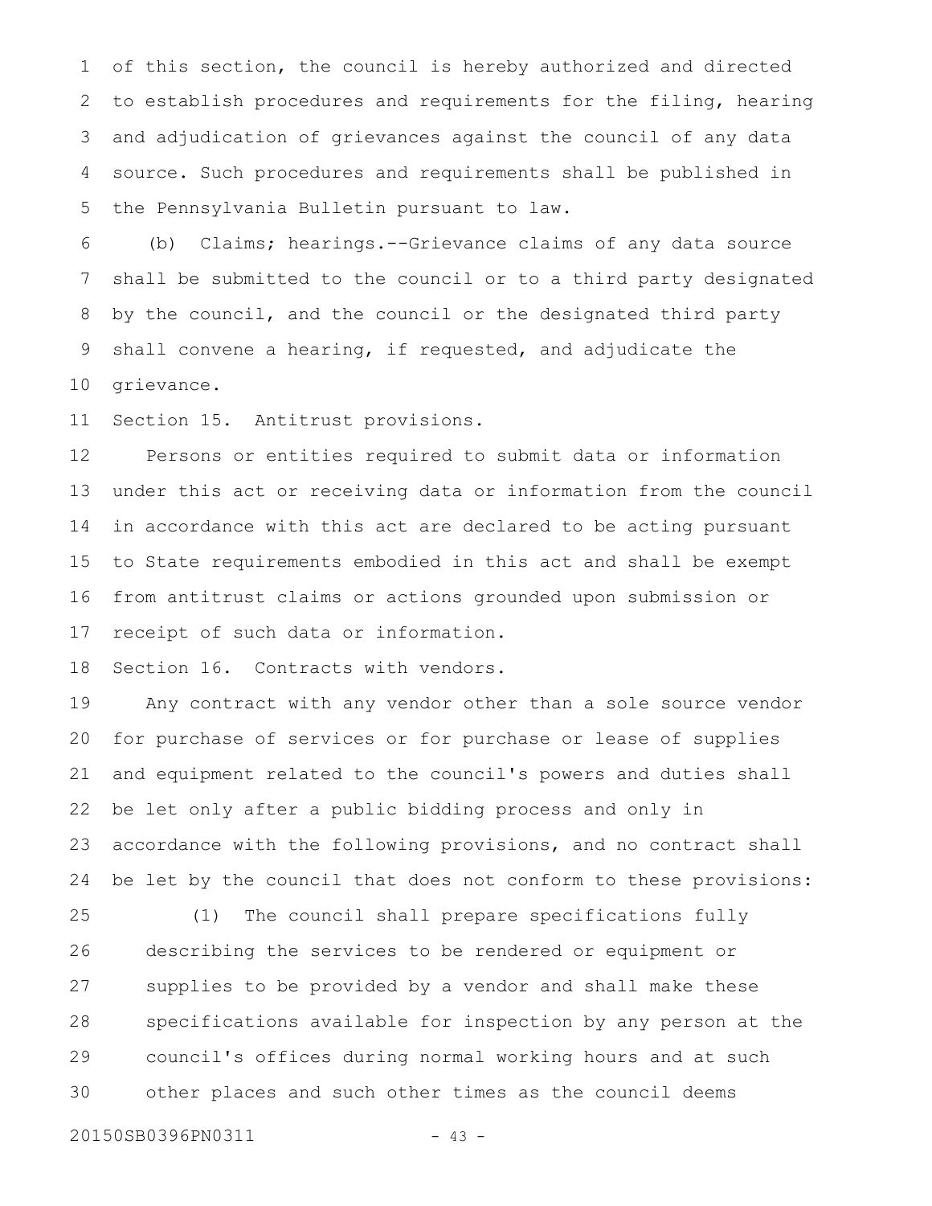of this section, the council is hereby authorized and directed to establish procedures and requirements for the filing, hearing and adjudication of grievances against the council of any data source. Such procedures and requirements shall be published in the Pennsylvania Bulletin pursuant to law.

(b) Claims; hearings.--Grievance claims of any data source shall be submitted to the council or to a third party designated by the council, and the council or the designated third party shall convene a hearing, if requested, and adjudicate the grievance.

Section 15. Antitrust provisions.

Persons or entities required to submit data or information under this act or receiving data or information from the council in accordance with this act are declared to be acting pursuant to State requirements embodied in this act and shall be exempt from antitrust claims or actions grounded upon submission or receipt of such data or information.

Section 16. Contracts with vendors.

Any contract with any vendor other than a sole source vendor for purchase of services or for purchase or lease of supplies and equipment related to the council's powers and duties shall be let only after a public bidding process and only in accordance with the following provisions, and no contract shall be let by the council that does not conform to these provisions:

(1) The council shall prepare specifications fully describing the services to be rendered or equipment or supplies to be provided by a vendor and shall make these specifications available for inspection by any person at the council's offices during normal working hours and at such other places and such other times as the council deems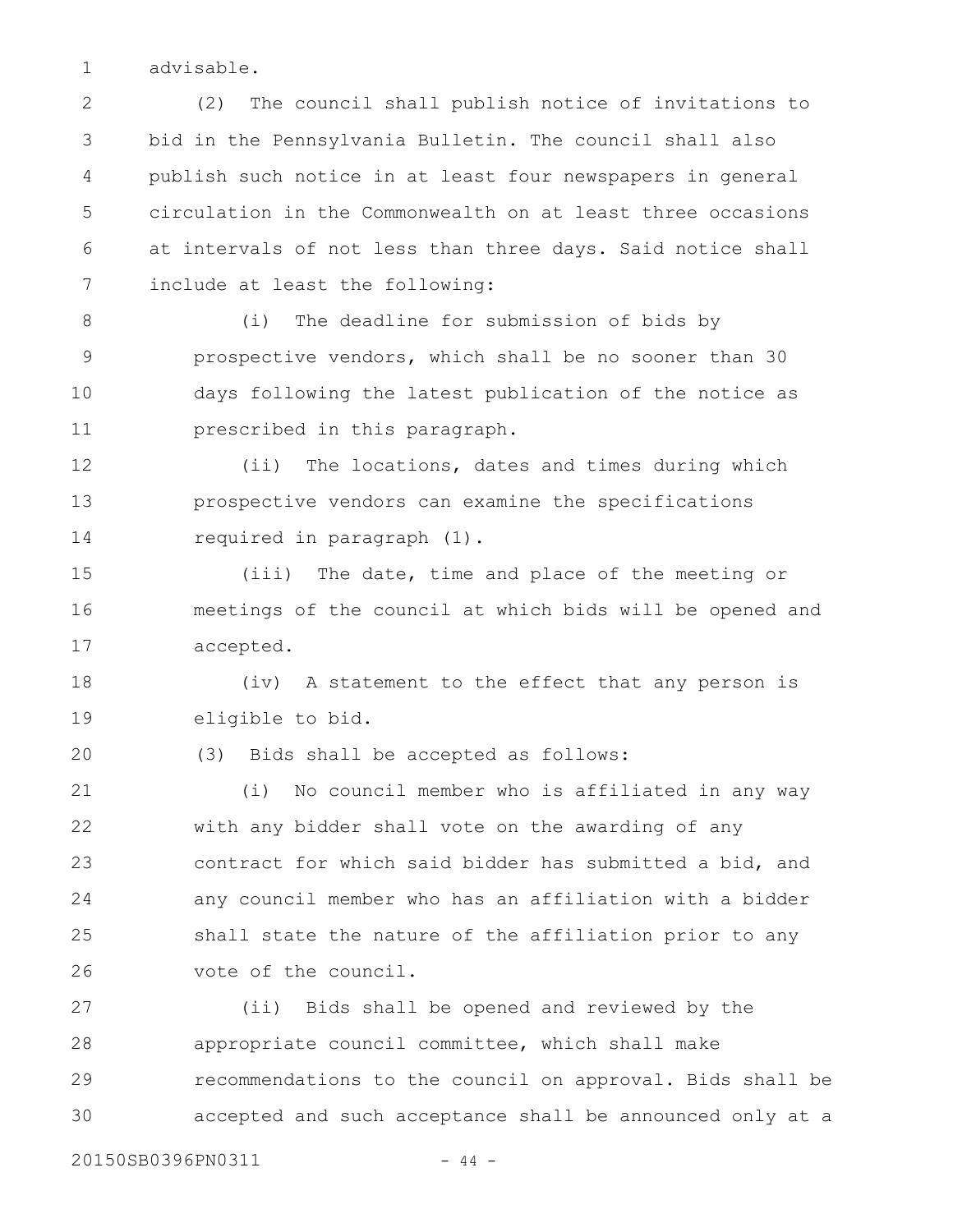advisable.

(2) The council shall publish notice of invitations to bid in the Pennsylvania Bulletin. The council shall also publish such notice in at least four newspapers in general circulation in the Commonwealth on at least three occasions at intervals of not less than three days. Said notice shall include at least the following:

(i) The deadline for submission of bids by prospective vendors, which shall be no sooner than 30 days following the latest publication of the notice as prescribed in this paragraph.

(ii) The locations, dates and times during which prospective vendors can examine the specifications required in paragraph (1).

(iii) The date, time and place of the meeting or meetings of the council at which bids will be opened and accepted.

(iv) A statement to the effect that any person is eligible to bid.

(3) Bids shall be accepted as follows:

(i) No council member who is affiliated in any way with any bidder shall vote on the awarding of any contract for which said bidder has submitted a bid, and any council member who has an affiliation with a bidder shall state the nature of the affiliation prior to any vote of the council.

(ii) Bids shall be opened and reviewed by the appropriate council committee, which shall make recommendations to the council on approval. Bids shall be accepted and such acceptance shall be announced only at a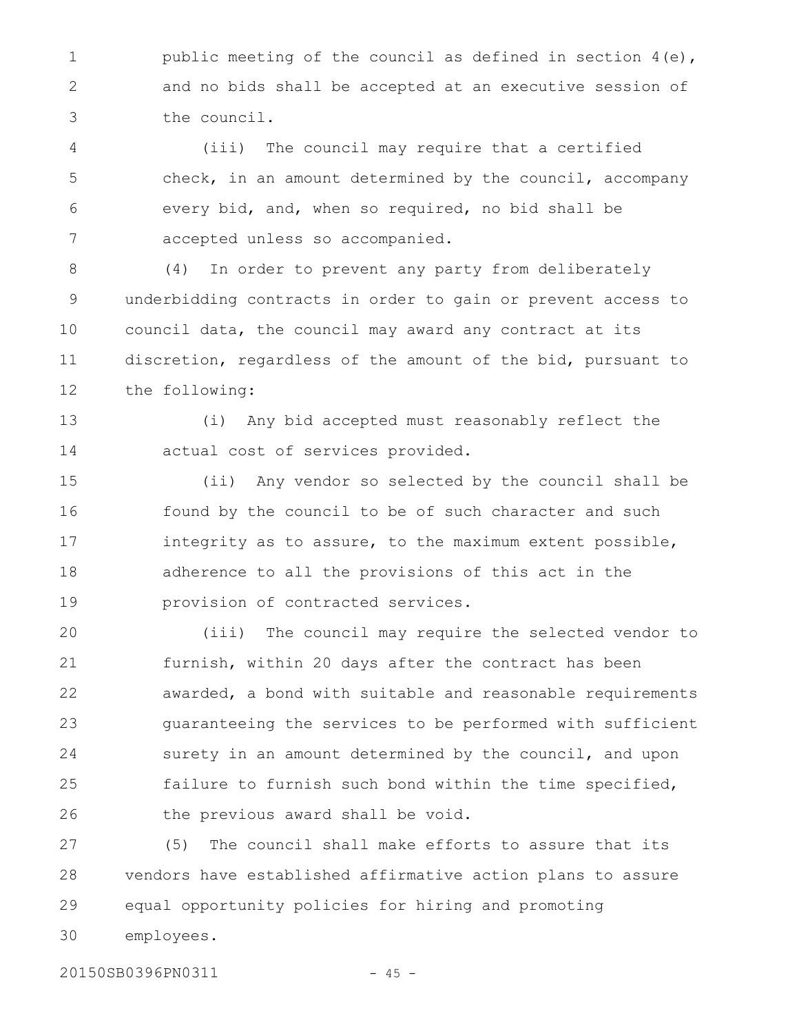public meeting of the council as defined in section 4(e), and no bids shall be accepted at an executive session of the council.

(iii) The council may require that a certified check, in an amount determined by the council, accompany every bid, and, when so required, no bid shall be accepted unless so accompanied.

(4) In order to prevent any party from deliberately underbidding contracts in order to gain or prevent access to council data, the council may award any contract at its discretion, regardless of the amount of the bid, pursuant to the following:

(i) Any bid accepted must reasonably reflect the actual cost of services provided.

(ii) Any vendor so selected by the council shall be found by the council to be of such character and such integrity as to assure, to the maximum extent possible, adherence to all the provisions of this act in the provision of contracted services.

(iii) The council may require the selected vendor to furnish, within 20 days after the contract has been awarded, a bond with suitable and reasonable requirements guaranteeing the services to be performed with sufficient surety in an amount determined by the council, and upon failure to furnish such bond within the time specified, the previous award shall be void.

(5) The council shall make efforts to assure that its vendors have established affirmative action plans to assure equal opportunity policies for hiring and promoting employees.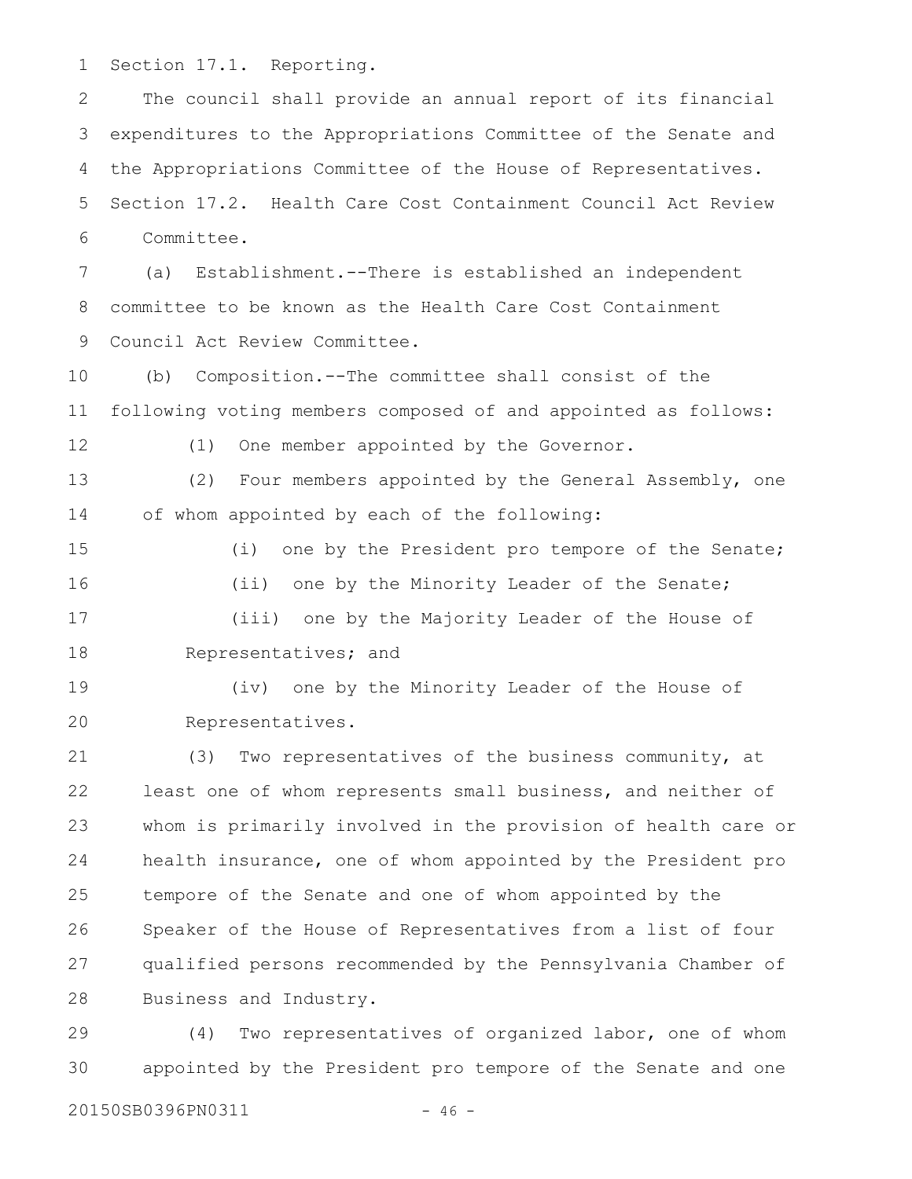Section 17.1. Reporting.

The council shall provide an annual report of its financial expenditures to the Appropriations Committee of the Senate and the Appropriations Committee of the House of Representatives.

Section 17.2. Health Care Cost Containment Council Act Review Committee.

(a) Establishment.--There is established an independent committee to be known as the Health Care Cost Containment Council Act Review Committee.

(b) Composition.--The committee shall consist of the following voting members composed of and appointed as follows:

(1) One member appointed by the Governor.

(2) Four members appointed by the General Assembly, one of whom appointed by each of the following:

(i) one by the President pro tempore of the Senate;

(ii) one by the Minority Leader of the Senate;

(iii) one by the Majority Leader of the House of Representatives; and

(iv) one by the Minority Leader of the House of Representatives.

(3) Two representatives of the business community, at least one of whom represents small business, and neither of whom is primarily involved in the provision of health care or health insurance, one of whom appointed by the President pro tempore of the Senate and one of whom appointed by the Speaker of the House of Representatives from a list of four qualified persons recommended by the Pennsylvania Chamber of Business and Industry.

(4) Two representatives of organized labor, one of whom appointed by the President pro tempore of the Senate and one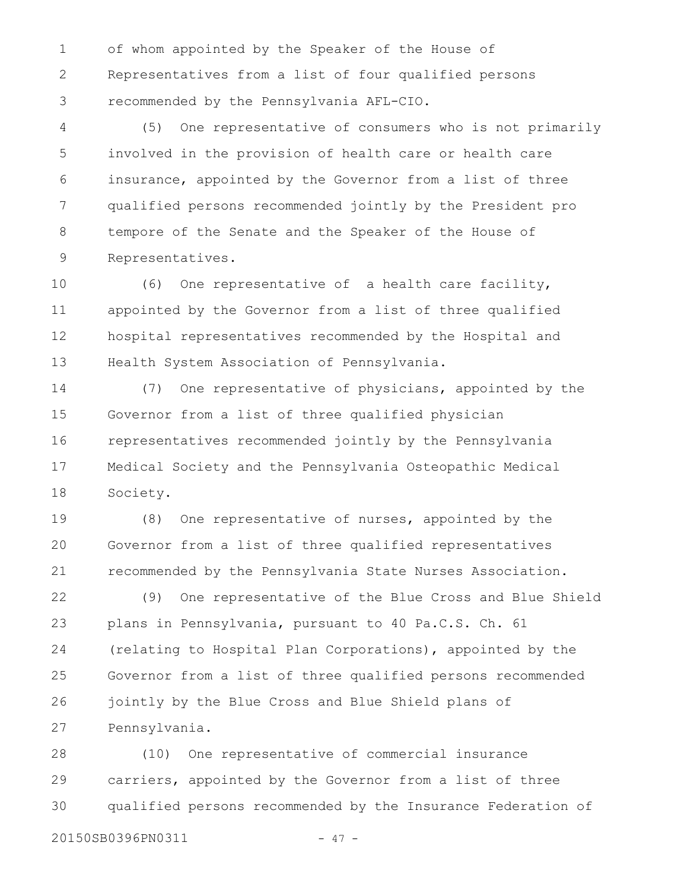of whom appointed by the Speaker of the House of Representatives from a list of four qualified persons recommended by the Pennsylvania AFL-CIO.

(5) One representative of consumers who is not primarily involved in the provision of health care or health care insurance, appointed by the Governor from a list of three qualified persons recommended jointly by the President pro tempore of the Senate and the Speaker of the House of Representatives.

(6) One representative of a health care facility, appointed by the Governor from a list of three qualified hospital representatives recommended by the Hospital and Health System Association of Pennsylvania.

(7) One representative of physicians, appointed by the Governor from a list of three qualified physician representatives recommended jointly by the Pennsylvania Medical Society and the Pennsylvania Osteopathic Medical Society.

(8) One representative of nurses, appointed by the Governor from a list of three qualified representatives recommended by the Pennsylvania State Nurses Association.

(9) One representative of the Blue Cross and Blue Shield plans in Pennsylvania, pursuant to 40 Pa.C.S. Ch. 61 (relating to Hospital Plan Corporations), appointed by the Governor from a list of three qualified persons recommended jointly by the Blue Cross and Blue Shield plans of Pennsylvania.

(10) One representative of commercial insurance carriers, appointed by the Governor from a list of three qualified persons recommended by the Insurance Federation of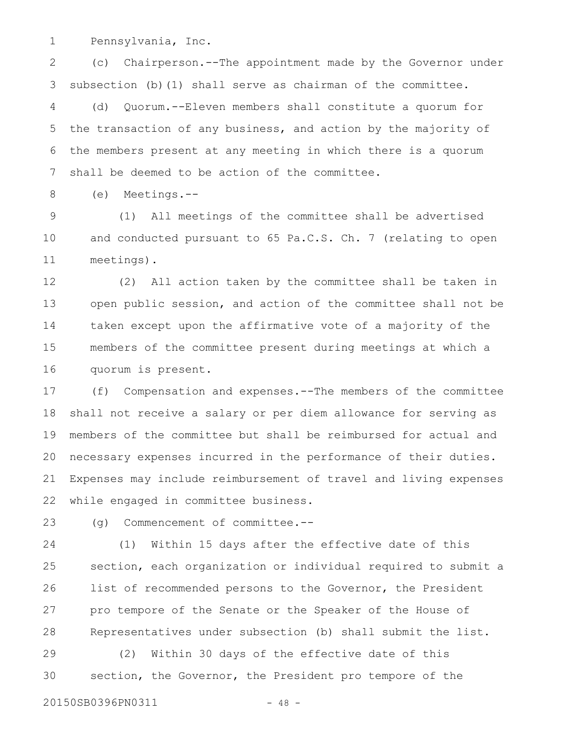Pennsylvania, Inc.

(c) Chairperson.--The appointment made by the Governor under subsection (b)(1) shall serve as chairman of the committee.

(d) Quorum.--Eleven members shall constitute a quorum for the transaction of any business, and action by the majority of the members present at any meeting in which there is a quorum shall be deemed to be action of the committee.

(e) Meetings.--

(1) All meetings of the committee shall be advertised and conducted pursuant to 65 Pa.C.S. Ch. 7 (relating to open meetings).

(2) All action taken by the committee shall be taken in open public session, and action of the committee shall not be taken except upon the affirmative vote of a majority of the members of the committee present during meetings at which a quorum is present.

(f) Compensation and expenses.--The members of the committee shall not receive a salary or per diem allowance for serving as members of the committee but shall be reimbursed for actual and necessary expenses incurred in the performance of their duties. Expenses may include reimbursement of travel and living expenses while engaged in committee business.

(g) Commencement of committee.--

(1) Within 15 days after the effective date of this section, each organization or individual required to submit a list of recommended persons to the Governor, the President pro tempore of the Senate or the Speaker of the House of Representatives under subsection (b) shall submit the list.

(2) Within 30 days of the effective date of this section, the Governor, the President pro tempore of the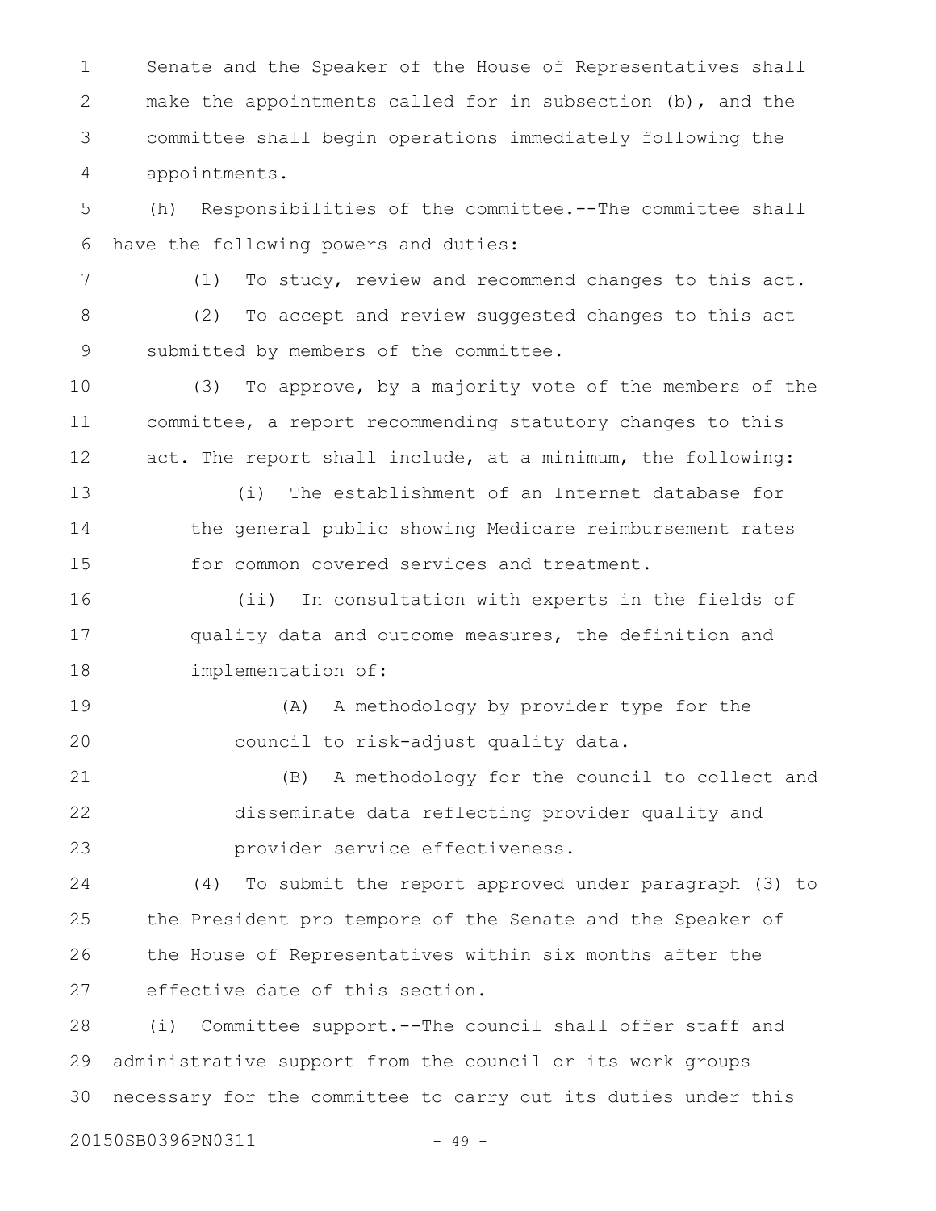Senate and the Speaker of the House of Representatives shall make the appointments called for in subsection (b), and the committee shall begin operations immediately following the appointments.

(h) Responsibilities of the committee.--The committee shall have the following powers and duties:

(1) To study, review and recommend changes to this act.

(2) To accept and review suggested changes to this act submitted by members of the committee.

(3) To approve, by a majority vote of the members of the committee, a report recommending statutory changes to this act. The report shall include, at a minimum, the following:

(i) The establishment of an Internet database for the general public showing Medicare reimbursement rates for common covered services and treatment.

(ii) In consultation with experts in the fields of quality data and outcome measures, the definition and implementation of:

(A) A methodology by provider type for the council to risk-adjust quality data.

(B) A methodology for the council to collect and disseminate data reflecting provider quality and provider service effectiveness.

(4) To submit the report approved under paragraph (3) to the President pro tempore of the Senate and the Speaker of the House of Representatives within six months after the effective date of this section.

(i) Committee support.--The council shall offer staff and administrative support from the council or its work groups necessary for the committee to carry out its duties under this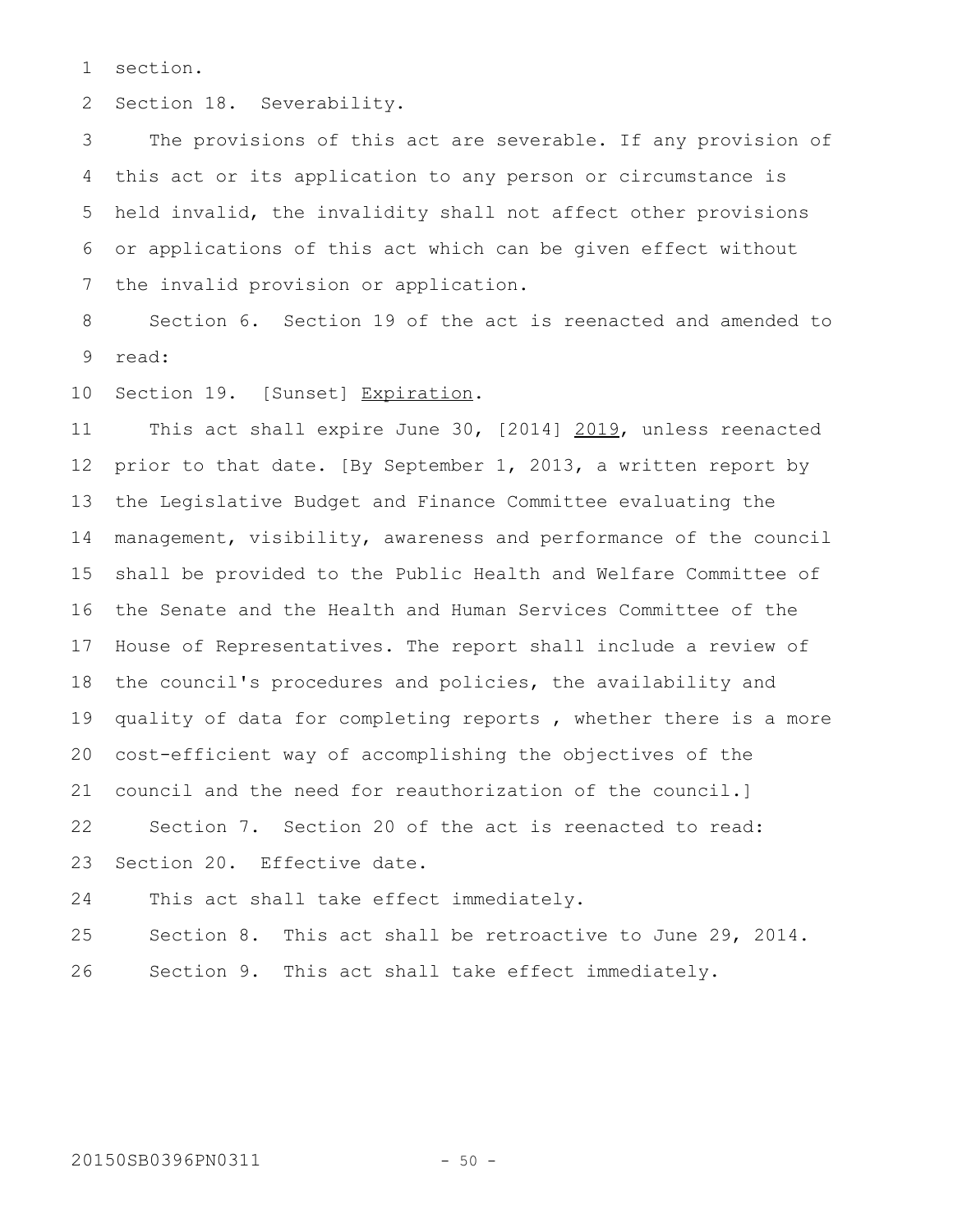section.

Section 18. Severability.

The provisions of this act are severable. If any provision of this act or its application to any person or circumstance is held invalid, the invalidity shall not affect other provisions or applications of this act which can be given effect without the invalid provision or application.

Section 6. Section 19 of the act is reenacted and amended to read:

Section 19. [Sunset] <u>Expiration</u>.

This act shall expire June 30, [2014] <u>2019</u>, unless reenacted prior to that date. [By September 1, 2013, a written report by the Legislative Budget and Finance Committee evaluating the management, visibility, awareness and performance of the council shall be provided to the Public Health and Welfare Committee of the Senate and the Health and Human Services Committee of the House of Representatives. The report shall include a review of the council's procedures and policies, the availability and quality of data for completing reports , whether there is a more cost-efficient way of accomplishing the objectives of the council and the need for reauthorization of the council.]

Section 7. Section 20 of the act is reenacted to read:

Section 20. Effective date.

This act shall take effect immediately.

Section 8. This act shall be retroactive to June 29, 2014.

Section 9. This act shall take effect immediately.